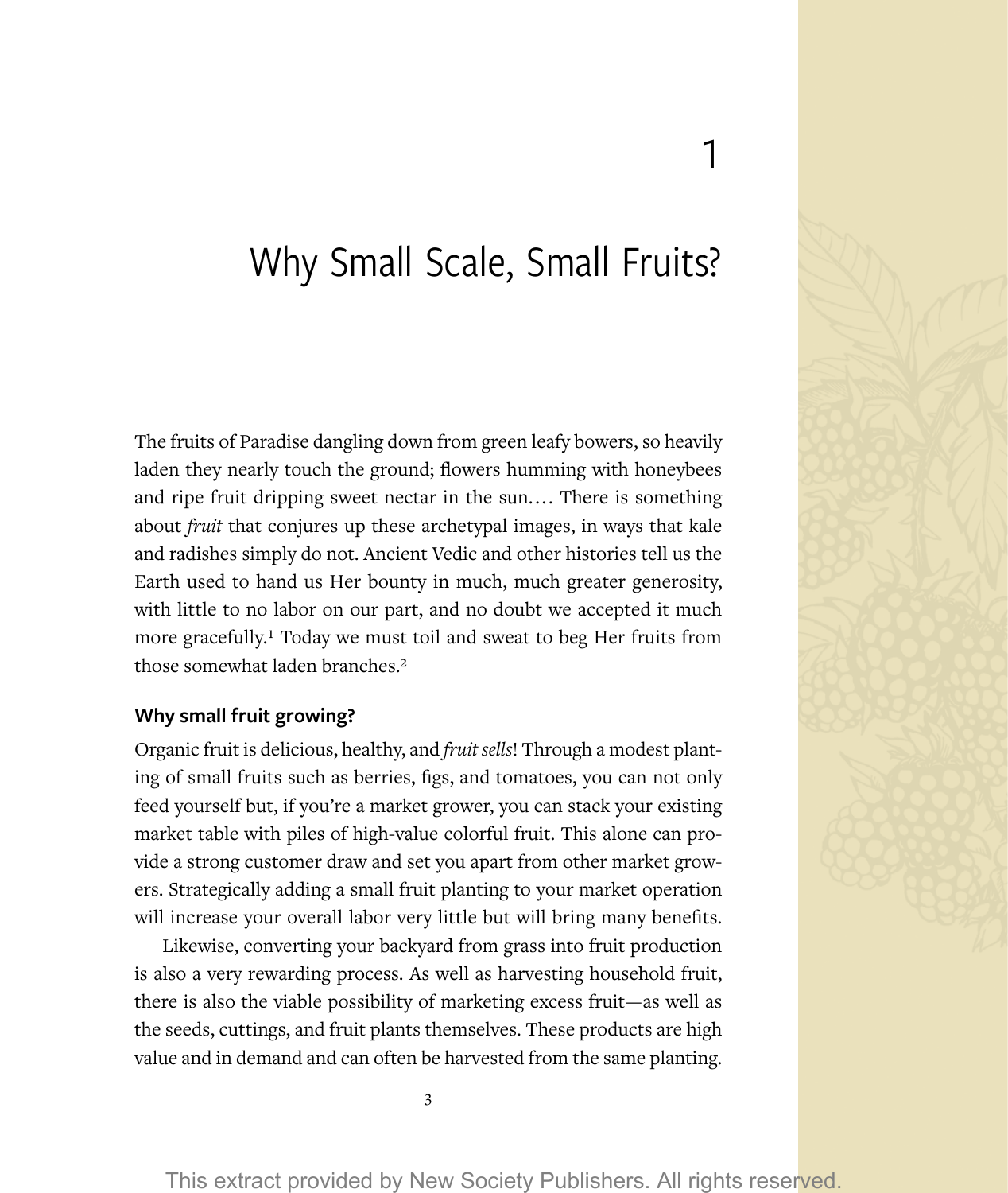# 1

# Why Small Scale, Small Fruits?

The fruits of Paradise dangling down from green leafy bowers, so heavily laden they nearly touch the ground; flowers humming with honeybees and ripe fruit dripping sweet nectar in the sun.... There is something about *fruit* that conjures up these archetypal images, in ways that kale and radishes simply do not. Ancient Vedic and other histories tell us the Earth used to hand us Her bounty in much, much greater generosity, with little to no labor on our part, and no doubt we accepted it much more gracefully.[1] Today we must toil and sweat to beg Her fruits from those somewhat laden branches.[2]

### Why small fruit growing?

Organic fruit is delicious, healthy, and *fruit sells*! Through a modest planting of small fruits such as berries, figs, and tomatoes, you can not only feed yourself but, if you're a market grower, you can stack your existing market table with piles of high-value colorful fruit. This alone can provide a strong customer draw and set you apart from other market growers. Strategically adding a small fruit planting to your market operation will increase your overall labor very little but will bring many benefits.

Likewise, converting your backyard from grass into fruit production is also a very rewarding process. As well as harvesting household fruit, there is also the viable possibility of marketing excess fruit—as well as the seeds, cuttings, and fruit plants themselves. These products are high value and in demand and can often be harvested from the same planting.

This extract provided by New Society Publishers. All rights reserved.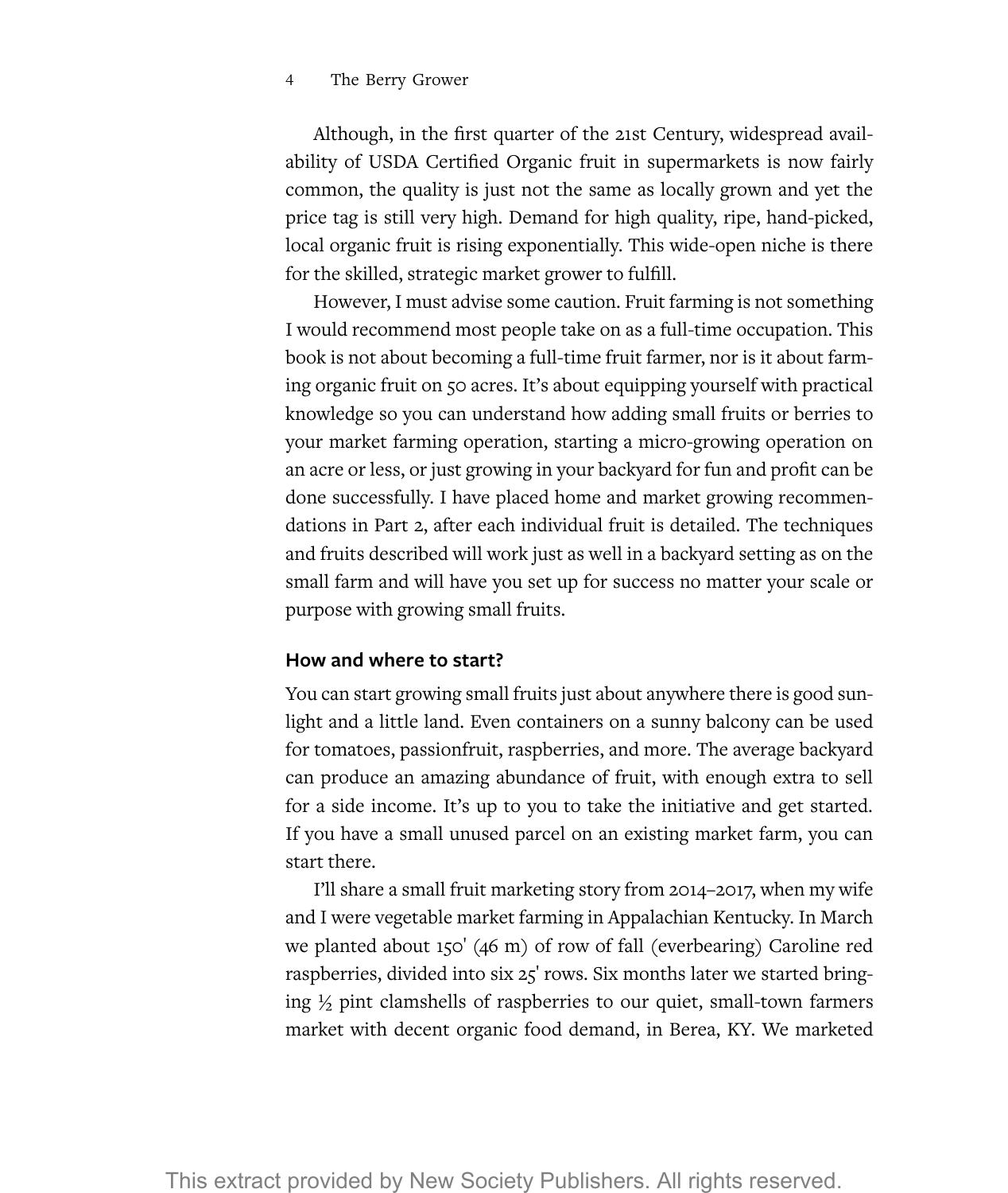Although, in the first quarter of the 21st Century, widespread availability of USDA Certified Organic fruit in supermarkets is now fairly common, the quality is just not the same as locally grown and yet the price tag is still very high. Demand for high quality, ripe, hand-picked, local organic fruit is rising exponentially. This wide-open niche is there for the skilled, strategic market grower to fulfill.

However, I must advise some caution. Fruit farming is not something I would recommend most people take on as a full-time occupation. This book is not about becoming a full-time fruit farmer, nor is it about farming organic fruit on 50 acres. It's about equipping yourself with practical knowledge so you can understand how adding small fruits or berries to your market farming operation, starting a micro-growing operation on an acre or less, or just growing in your backyard for fun and profit can be done successfully. I have placed home and market growing recommendations in Part 2, after each individual fruit is detailed. The techniques and fruits described will work just as well in a backyard setting as on the small farm and will have you set up for success no matter your scale or purpose with growing small fruits.

**How and where to start?**

You can start growing small fruits just about anywhere there is good sunlight and a little land. Even containers on a sunny balcony can be used for tomatoes, passionfruit, raspberries, and more. The average backyard can produce an amazing abundance of fruit, with enough extra to sell for a side income. It's up to you to take the initiative and get started. If you have a small unused parcel on an existing market farm, you can start there.

I'll share a small fruit marketing story from 2014–2017, when my wife and I were vegetable market farming in Appalachian Kentucky. In March we planted about 150' (46 m) of row of fall (everbearing) Caroline red raspberries, divided into six 25' rows. Six months later we started bringing ½ pint clamshells of raspberries to our quiet, small-town farmers market with decent organic food demand, in Berea, KY. We marketed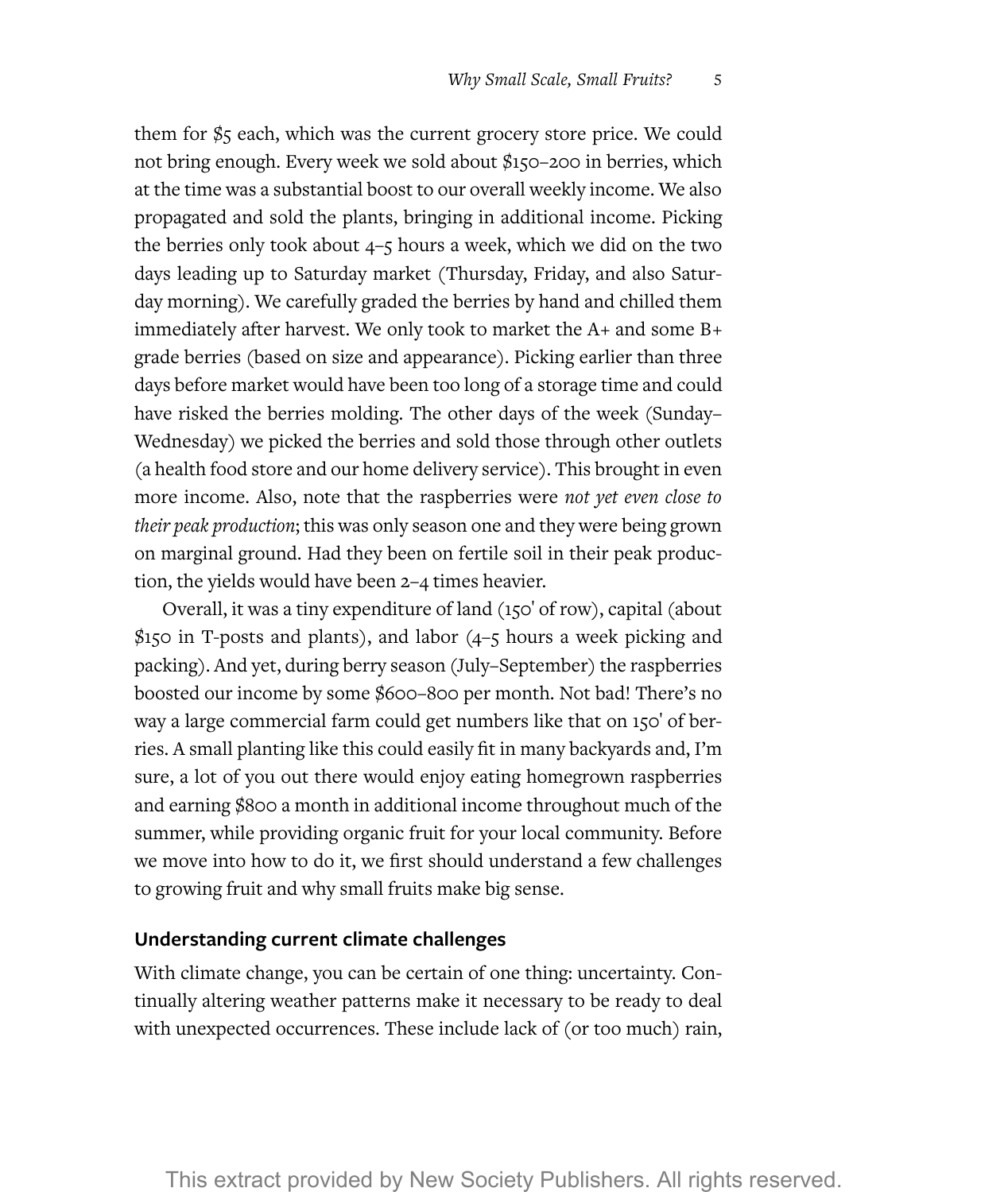them for $5 each, which was the current grocery store price. We could not bring enough. Every week we sold about $150–200 in berries, which at the time was a substantial boost to our overall weekly income. We also propagated and sold the plants, bringing in additional income. Picking the berries only took about 4–5 hours a week, which we did on the two days leading up to Saturday market (Thursday, Friday, and also Saturday morning). We carefully graded the berries by hand and chilled them immediately after harvest. We only took to market the A+ and some B+ grade berries (based on size and appearance). Picking earlier than three days before market would have been too long of a storage time and could have risked the berries molding. The other days of the week (Sunday–Wednesday) we picked the berries and sold those through other outlets (a health food store and our home delivery service). This brought in even more income. Also, note that the raspberries were *not yet even close to their peak production*; this was only season one and they were being grown on marginal ground. Had they been on fertile soil in their peak production, the yields would have been 2–4 times heavier.

Overall, it was a tiny expenditure of land (150' of row), capital (about $150 in T-posts and plants), and labor (4–5 hours a week picking and packing). And yet, during berry season (July–September) the raspberries boosted our income by some $600–800 per month. Not bad! There's no way a large commercial farm could get numbers like that on 150' of berries. A small planting like this could easily fit in many backyards and, I'm sure, a lot of you out there would enjoy eating homegrown raspberries and earning $800 a month in additional income throughout much of the summer, while providing organic fruit for your local community. Before we move into how to do it, we first should understand a few challenges to growing fruit and why small fruits make big sense.

## Understanding current climate challenges

With climate change, you can be certain of one thing: uncertainty. Continually altering weather patterns make it necessary to be ready to deal with unexpected occurrences. These include lack of (or too much) rain,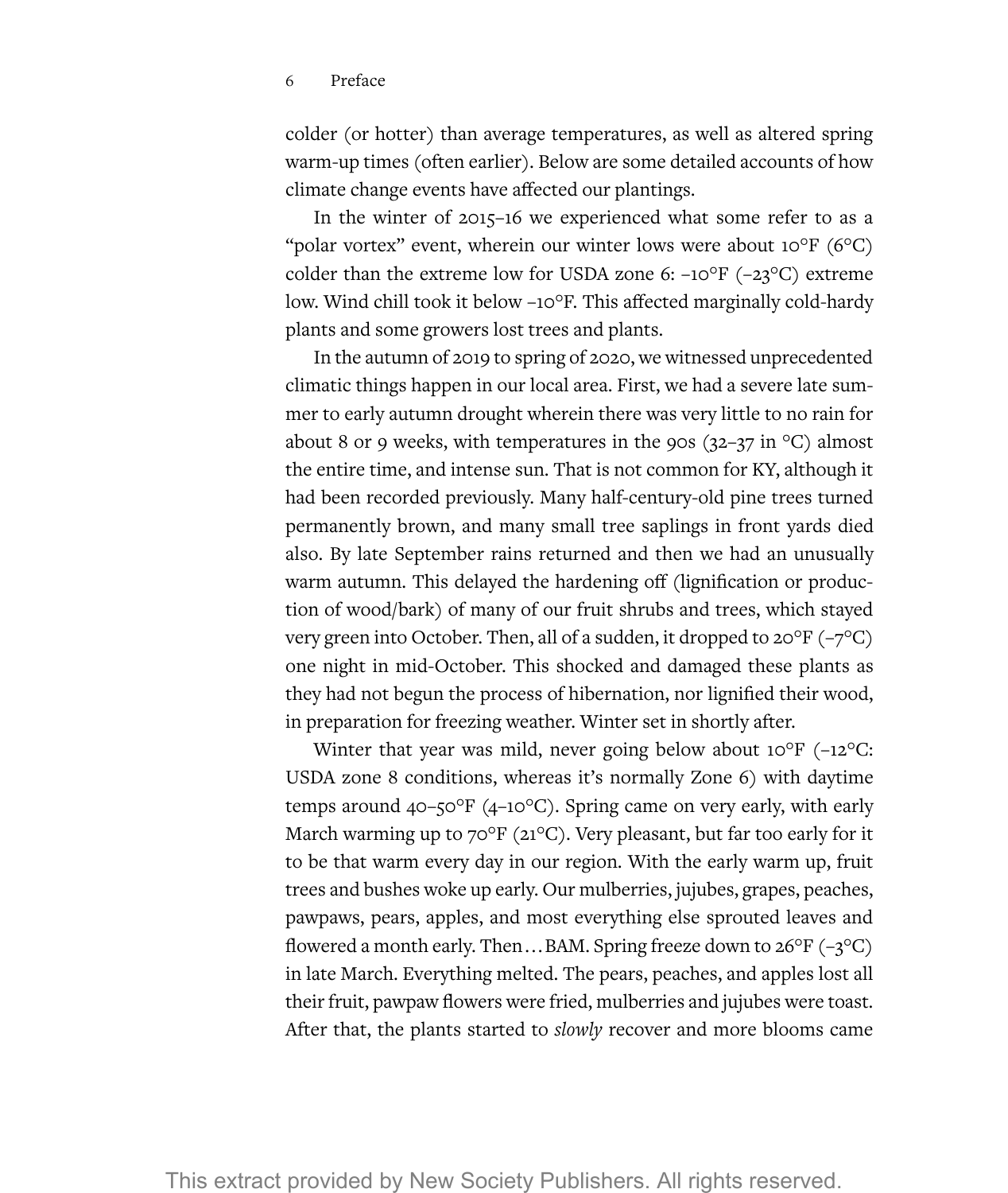colder (or hotter) than average temperatures, as well as altered spring warm-up times (often earlier). Below are some detailed accounts of how climate change events have affected our plantings.

In the winter of 2015–16 we experienced what some refer to as a "polar vortex" event, wherein our winter lows were about 10°F (6°C) colder than the extreme low for USDA zone 6: −10°F (−23°C) extreme low. Wind chill took it below −10°F. This affected marginally cold-hardy plants and some growers lost trees and plants.

In the autumn of 2019 to spring of 2020, we witnessed unprecedented climatic things happen in our local area. First, we had a severe late summer to early autumn drought wherein there was very little to no rain for about 8 or 9 weeks, with temperatures in the 90s (32–37 in °C) almost the entire time, and intense sun. That is not common for KY, although it had been recorded previously. Many half-century-old pine trees turned permanently brown, and many small tree saplings in front yards died also. By late September rains returned and then we had an unusually warm autumn. This delayed the hardening off (lignification or production of wood/bark) of many of our fruit shrubs and trees, which stayed very green into October. Then, all of a sudden, it dropped to 20°F (−7°C) one night in mid-October. This shocked and damaged these plants as they had not begun the process of hibernation, nor lignified their wood, in preparation for freezing weather. Winter set in shortly after.

Winter that year was mild, never going below about 10°F (−12°C: USDA zone 8 conditions, whereas it's normally Zone 6) with daytime temps around 40–50°F (4–10°C). Spring came on very early, with early March warming up to 70°F (21°C). Very pleasant, but far too early for it to be that warm every day in our region. With the early warm up, fruit trees and bushes woke up early. Our mulberries, jujubes, grapes, peaches, pawpaws, pears, apples, and most everything else sprouted leaves and flowered a month early. Then … BAM. Spring freeze down to 26°F (−3°C) in late March. Everything melted. The pears, peaches, and apples lost all their fruit, pawpaw flowers were fried, mulberries and jujubes were toast. After that, the plants started to *slowly* recover and more blooms came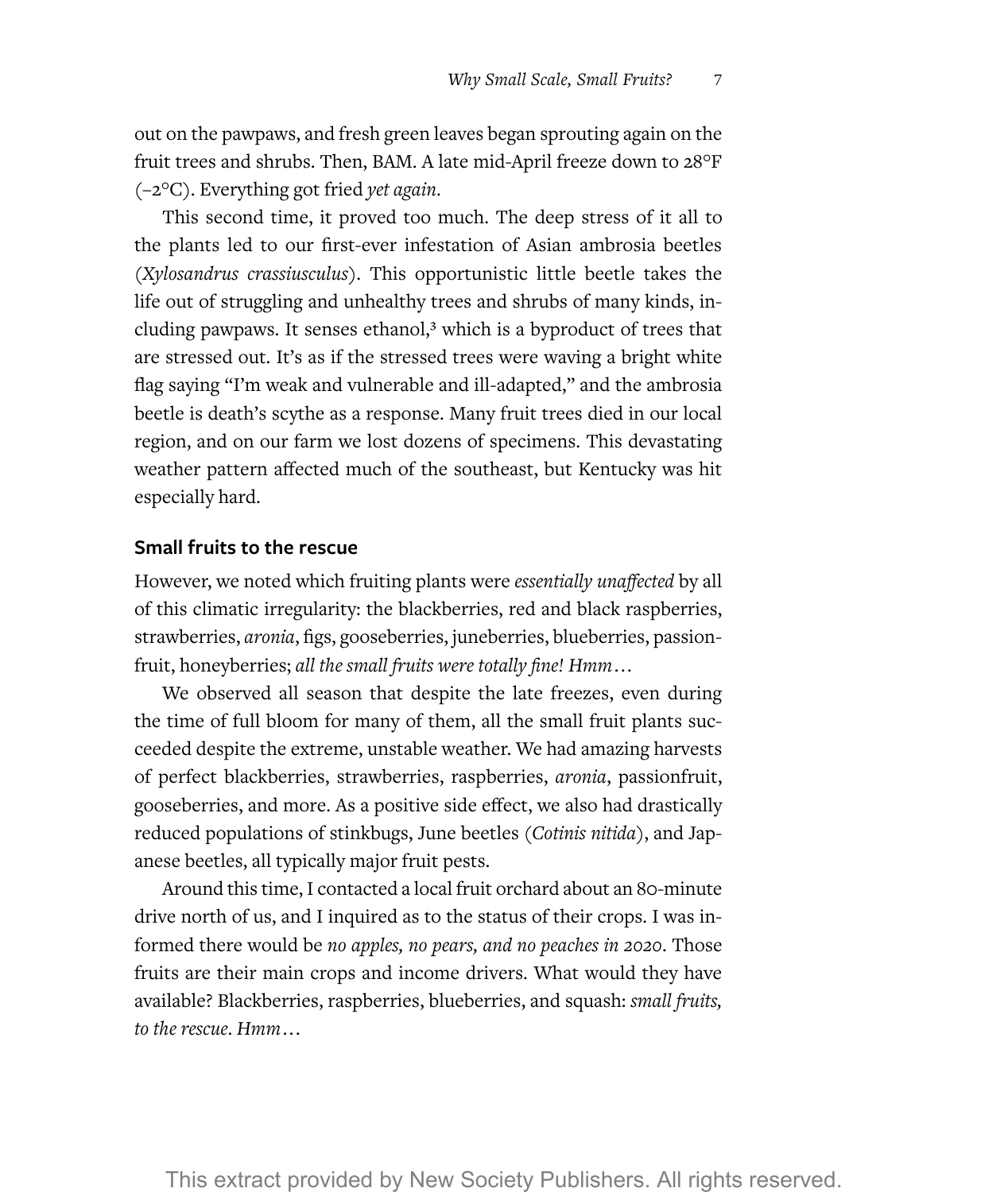out on the pawpaws, and fresh green leaves began sprouting again on the fruit trees and shrubs. Then, BAM. A late mid-April freeze down to 28°F (–2°C). Everything got fried *yet again*.

This second time, it proved too much. The deep stress of it all to the plants led to our first-ever infestation of Asian ambrosia beetles (*Xylosandrus crassiusculus*). This opportunistic little beetle takes the life out of struggling and unhealthy trees and shrubs of many kinds, including pawpaws. It senses ethanol,[3] which is a byproduct of trees that are stressed out. It's as if the stressed trees were waving a bright white flag saying "I'm weak and vulnerable and ill-adapted," and the ambrosia beetle is death's scythe as a response. Many fruit trees died in our local region, and on our farm we lost dozens of specimens. This devastating weather pattern affected much of the southeast, but Kentucky was hit especially hard.

### Small fruits to the rescue

However, we noted which fruiting plants were *essentially unaffected* by all of this climatic irregularity: the blackberries, red and black raspberries, strawberries, *aronia*, figs, gooseberries, juneberries, blueberries, passionfruit, honeyberries; *all the small fruits were totally fine! Hmm…*

We observed all season that despite the late freezes, even during the time of full bloom for many of them, all the small fruit plants succeeded despite the extreme, unstable weather. We had amazing harvests of perfect blackberries, strawberries, raspberries, *aronia*, passionfruit, gooseberries, and more. As a positive side effect, we also had drastically reduced populations of stinkbugs, June beetles (*Cotinis nitida*), and Japanese beetles, all typically major fruit pests.

Around this time, I contacted a local fruit orchard about an 80-minute drive north of us, and I inquired as to the status of their crops. I was informed there would be *no apples, no pears, and no peaches in 2020*. Those fruits are their main crops and income drivers. What would they have available? Blackberries, raspberries, blueberries, and squash: *small fruits, to the rescue. Hmm…*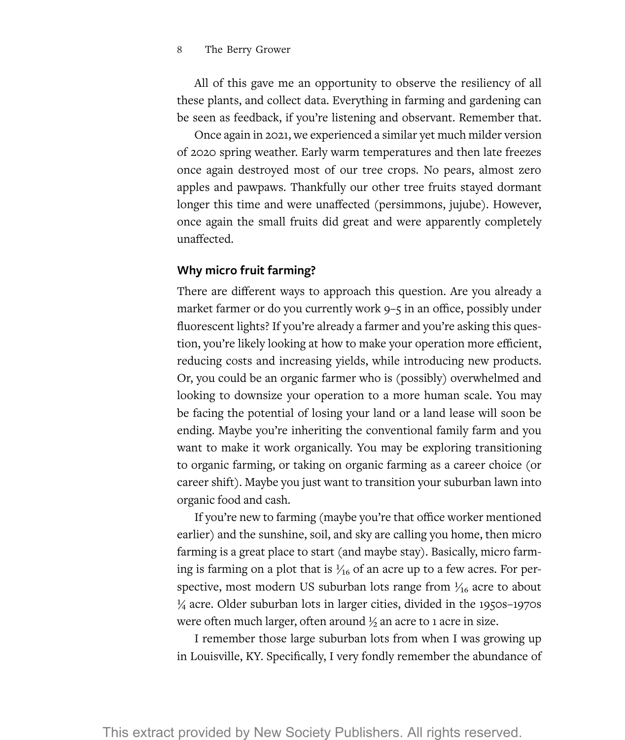All of this gave me an opportunity to observe the resiliency of all these plants, and collect data. Everything in farming and gardening can be seen as feedback, if you're listening and observant. Remember that.

Once again in 2021, we experienced a similar yet much milder version of 2020 spring weather. Early warm temperatures and then late freezes once again destroyed most of our tree crops. No pears, almost zero apples and pawpaws. Thankfully our other tree fruits stayed dormant longer this time and were unaffected (persimmons, jujube). However, once again the small fruits did great and were apparently completely unaffected.

### Why micro fruit farming?

There are different ways to approach this question. Are you already a market farmer or do you currently work 9–5 in an office, possibly under fluorescent lights? If you're already a farmer and you're asking this question, you're likely looking at how to make your operation more efficient, reducing costs and increasing yields, while introducing new products. Or, you could be an organic farmer who is (possibly) overwhelmed and looking to downsize your operation to a more human scale. You may be facing the potential of losing your land or a land lease will soon be ending. Maybe you're inheriting the conventional family farm and you want to make it work organically. You may be exploring transitioning to organic farming, or taking on organic farming as a career choice (or career shift). Maybe you just want to transition your suburban lawn into organic food and cash.

If you're new to farming (maybe you're that office worker mentioned earlier) and the sunshine, soil, and sky are calling you home, then micro farming is a great place to start (and maybe stay). Basically, micro farming is farming on a plot that is 1⁄16 of an acre up to a few acres. For perspective, most modern US suburban lots range from 1⁄16 acre to about ¼ acre. Older suburban lots in larger cities, divided in the 1950s–1970s were often much larger, often around ½ an acre to 1 acre in size.

I remember those large suburban lots from when I was growing up in Louisville, KY. Specifically, I very fondly remember the abundance of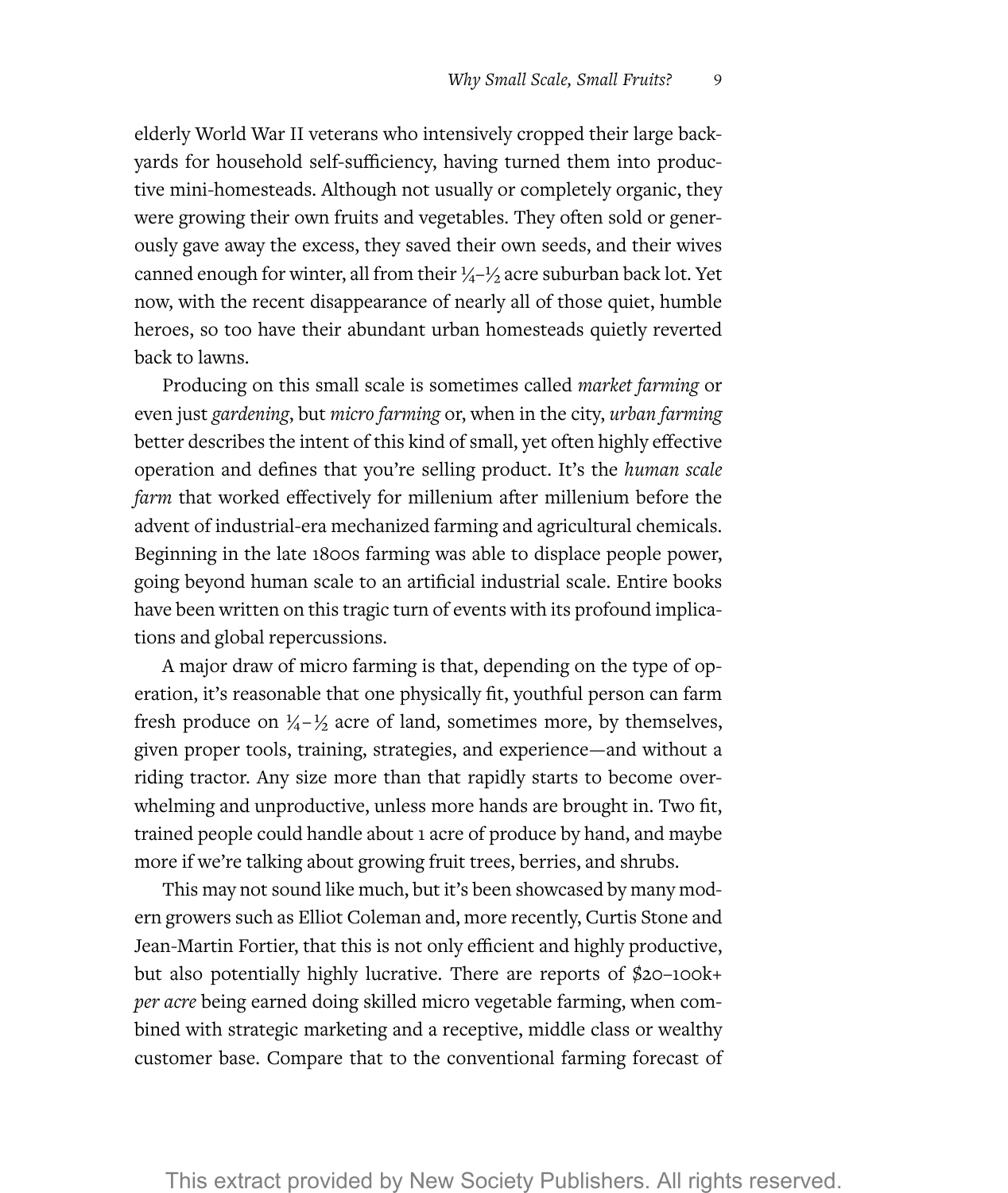elderly World War II veterans who intensively cropped their large backyards for household self-sufficiency, having turned them into productive mini-homesteads. Although not usually or completely organic, they were growing their own fruits and vegetables. They often sold or generously gave away the excess, they saved their own seeds, and their wives canned enough for winter, all from their ¼–½ acre suburban back lot. Yet now, with the recent disappearance of nearly all of those quiet, humble heroes, so too have their abundant urban homesteads quietly reverted back to lawns.

Producing on this small scale is sometimes called *market farming* or even just *gardening*, but *micro farming* or, when in the city, *urban farming* better describes the intent of this kind of small, yet often highly effective operation and defines that you're selling product. It's the *human scale farm* that worked effectively for millenium after millenium before the advent of industrial-era mechanized farming and agricultural chemicals. Beginning in the late 1800s farming was able to displace people power, going beyond human scale to an artificial industrial scale. Entire books have been written on this tragic turn of events with its profound implications and global repercussions.

A major draw of micro farming is that, depending on the type of operation, it's reasonable that one physically fit, youthful person can farm fresh produce on ¼–½ acre of land, sometimes more, by themselves, given proper tools, training, strategies, and experience—and without a riding tractor. Any size more than that rapidly starts to become overwhelming and unproductive, unless more hands are brought in. Two fit, trained people could handle about 1 acre of produce by hand, and maybe more if we're talking about growing fruit trees, berries, and shrubs.

This may not sound like much, but it's been showcased by many modern growers such as Elliot Coleman and, more recently, Curtis Stone and Jean-Martin Fortier, that this is not only efficient and highly productive, but also potentially highly lucrative. There are reports of $20–100k+ *per acre* being earned doing skilled micro vegetable farming, when combined with strategic marketing and a receptive, middle class or wealthy customer base. Compare that to the conventional farming forecast of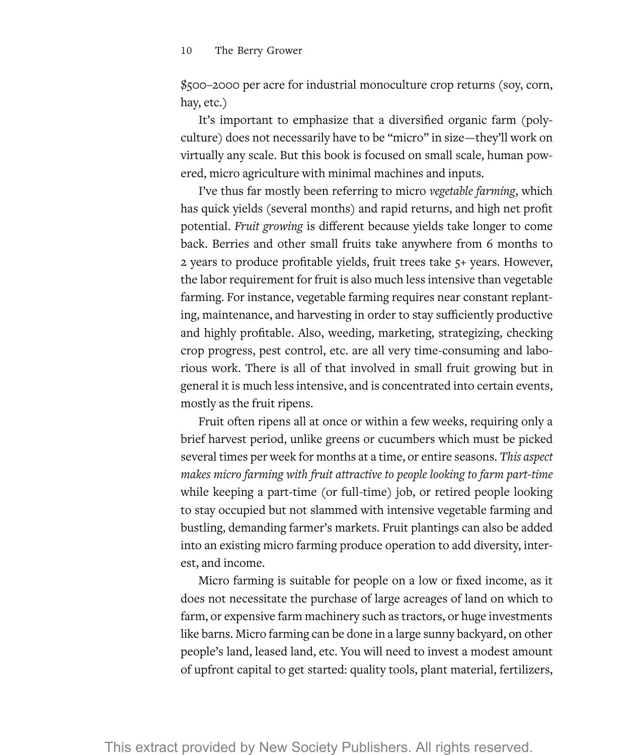$500–2000 per acre for industrial monoculture crop returns (soy, corn, hay, etc.)

It's important to emphasize that a diversified organic farm (polyculture) does not necessarily have to be "micro" in size—they'll work on virtually any scale. But this book is focused on small scale, human powered, micro agriculture with minimal machines and inputs.

I've thus far mostly been referring to micro *vegetable farming*, which has quick yields (several months) and rapid returns, and high net profit potential. *Fruit growing* is different because yields take longer to come back. Berries and other small fruits take anywhere from 6 months to 2 years to produce profitable yields, fruit trees take 5+ years. However, the labor requirement for fruit is also much less intensive than vegetable farming. For instance, vegetable farming requires near constant replanting, maintenance, and harvesting in order to stay sufficiently productive and highly profitable. Also, weeding, marketing, strategizing, checking crop progress, pest control, etc. are all very time-consuming and laborious work. There is all of that involved in small fruit growing but in general it is much less intensive, and is concentrated into certain events, mostly as the fruit ripens.

Fruit often ripens all at once or within a few weeks, requiring only a brief harvest period, unlike greens or cucumbers which must be picked several times per week for months at a time, or entire seasons. *This aspect makes micro farming with fruit attractive to people looking to farm part-time* while keeping a part-time (or full-time) job, or retired people looking to stay occupied but not slammed with intensive vegetable farming and bustling, demanding farmer's markets. Fruit plantings can also be added into an existing micro farming produce operation to add diversity, interest, and income.

Micro farming is suitable for people on a low or fixed income, as it does not necessitate the purchase of large acreages of land on which to farm, or expensive farm machinery such as tractors, or huge investments like barns. Micro farming can be done in a large sunny backyard, on other people's land, leased land, etc. You will need to invest a modest amount of upfront capital to get started: quality tools, plant material, fertilizers,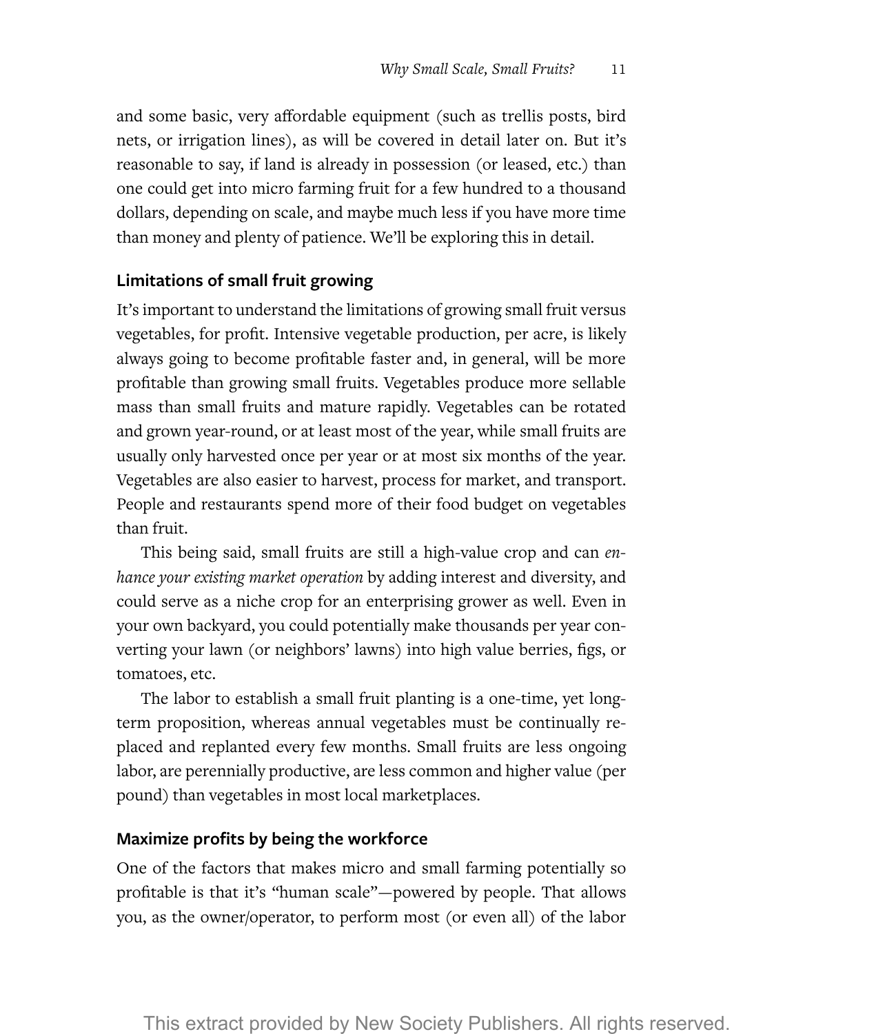and some basic, very affordable equipment (such as trellis posts, bird nets, or irrigation lines), as will be covered in detail later on. But it's reasonable to say, if land is already in possession (or leased, etc.) than one could get into micro farming fruit for a few hundred to a thousand dollars, depending on scale, and maybe much less if you have more time than money and plenty of patience. We'll be exploring this in detail.

### Limitations of small fruit growing

It's important to understand the limitations of growing small fruit versus vegetables, for profit. Intensive vegetable production, per acre, is likely always going to become profitable faster and, in general, will be more profitable than growing small fruits. Vegetables produce more sellable mass than small fruits and mature rapidly. Vegetables can be rotated and grown year-round, or at least most of the year, while small fruits are usually only harvested once per year or at most six months of the year. Vegetables are also easier to harvest, process for market, and transport. People and restaurants spend more of their food budget on vegetables than fruit.

This being said, small fruits are still a high-value crop and can *enhance your existing market operation* by adding interest and diversity, and could serve as a niche crop for an enterprising grower as well. Even in your own backyard, you could potentially make thousands per year converting your lawn (or neighbors' lawns) into high value berries, figs, or tomatoes, etc.

The labor to establish a small fruit planting is a one-time, yet long-term proposition, whereas annual vegetables must be continually replaced and replanted every few months. Small fruits are less ongoing labor, are perennially productive, are less common and higher value (per pound) than vegetables in most local marketplaces.

### Maximize profits by being the workforce

One of the factors that makes micro and small farming potentially so profitable is that it's "human scale"—powered by people. That allows you, as the owner/operator, to perform most (or even all) of the labor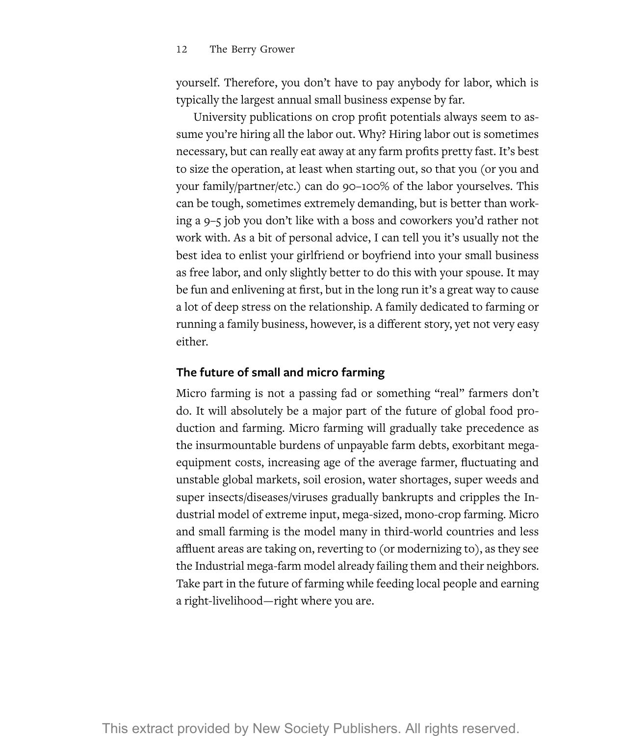yourself. Therefore, you don't have to pay anybody for labor, which is typically the largest annual small business expense by far.

University publications on crop profit potentials always seem to assume you're hiring all the labor out. Why? Hiring labor out is sometimes necessary, but can really eat away at any farm profits pretty fast. It's best to size the operation, at least when starting out, so that you (or you and your family/partner/etc.) can do 90–100% of the labor yourselves. This can be tough, sometimes extremely demanding, but is better than working a 9–5 job you don't like with a boss and coworkers you'd rather not work with. As a bit of personal advice, I can tell you it's usually not the best idea to enlist your girlfriend or boyfriend into your small business as free labor, and only slightly better to do this with your spouse. It may be fun and enlivening at first, but in the long run it's a great way to cause a lot of deep stress on the relationship. A family dedicated to farming or running a family business, however, is a different story, yet not very easy either.

### The future of small and micro farming

Micro farming is not a passing fad or something "real" farmers don't do. It will absolutely be a major part of the future of global food production and farming. Micro farming will gradually take precedence as the insurmountable burdens of unpayable farm debts, exorbitant mega-equipment costs, increasing age of the average farmer, fluctuating and unstable global markets, soil erosion, water shortages, super weeds and super insects/diseases/viruses gradually bankrupts and cripples the Industrial model of extreme input, mega-sized, mono-crop farming. Micro and small farming is the model many in third-world countries and less affluent areas are taking on, reverting to (or modernizing to), as they see the Industrial mega-farm model already failing them and their neighbors. Take part in the future of farming while feeding local people and earning a right-livelihood—right where you are.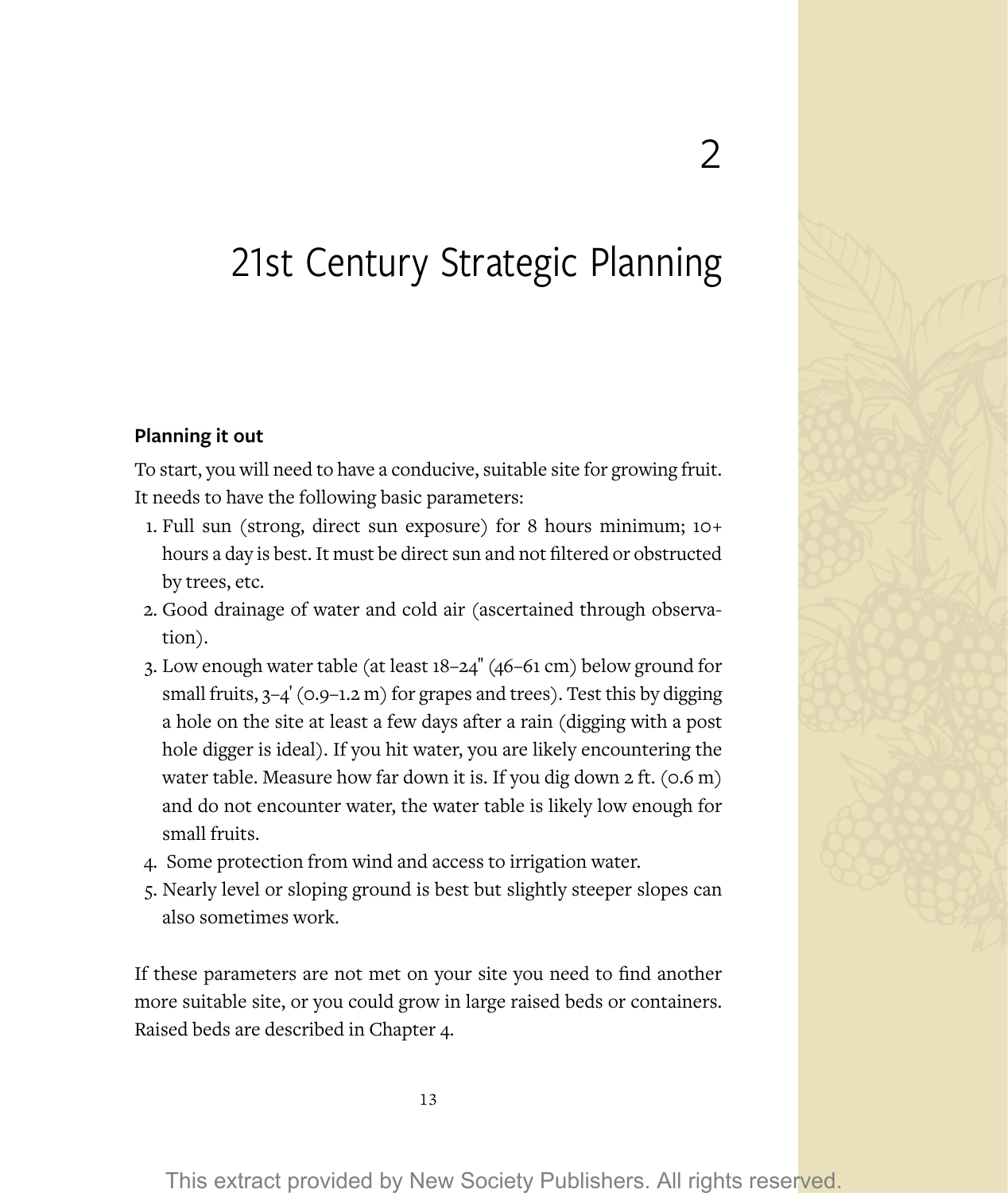# 2

# 21st Century Strategic Planning

## Planning it out

To start, you will need to have a conducive, suitable site for growing fruit. It needs to have the following basic parameters:

1. Full sun (strong, direct sun exposure) for 8 hours minimum; 10+ hours a day is best. It must be direct sun and not filtered or obstructed by trees, etc.
2. Good drainage of water and cold air (ascertained through observation).
3. Low enough water table (at least 18–24" (46–61 cm) below ground for small fruits, 3–4' (0.9–1.2 m) for grapes and trees). Test this by digging a hole on the site at least a few days after a rain (digging with a post hole digger is ideal). If you hit water, you are likely encountering the water table. Measure how far down it is. If you dig down 2 ft. (0.6 m) and do not encounter water, the water table is likely low enough for small fruits.
4. Some protection from wind and access to irrigation water.
5. Nearly level or sloping ground is best but slightly steeper slopes can also sometimes work.

If these parameters are not met on your site you need to find another more suitable site, or you could grow in large raised beds or containers. Raised beds are described in Chapter 4.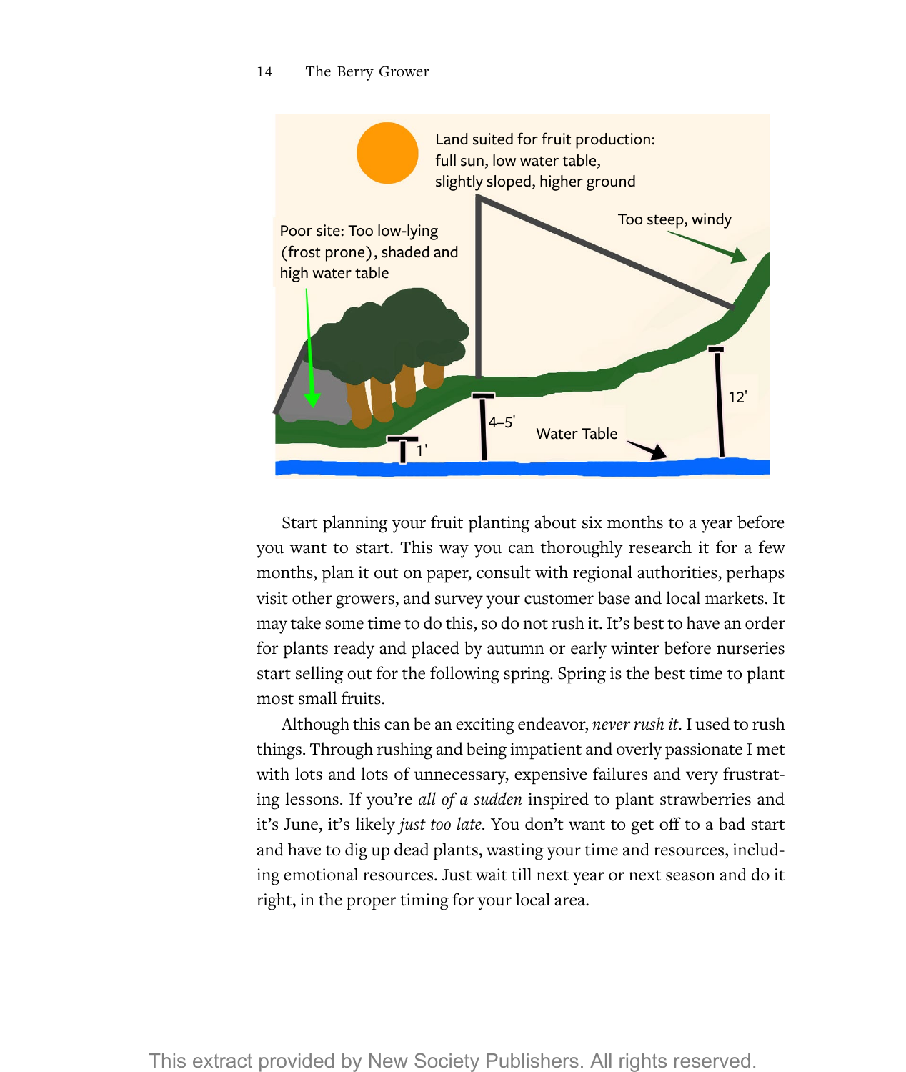Land suited for fruit production: full sun, low water table, slightly sloped, higher ground

Poor site: Too low-lying (frost prone), shaded and high water table

Too steep, windy

1'

4–5'

12'

Water Table

Start planning your fruit planting about six months to a year before you want to start. This way you can thoroughly research it for a few months, plan it out on paper, consult with regional authorities, perhaps visit other growers, and survey your customer base and local markets. It may take some time to do this, so do not rush it. It's best to have an order for plants ready and placed by autumn or early winter before nurseries start selling out for the following spring. Spring is the best time to plant most small fruits.

Although this can be an exciting endeavor, *never rush it*. I used to rush things. Through rushing and being impatient and overly passionate I met with lots and lots of unnecessary, expensive failures and very frustrating lessons. If you're *all of a sudden* inspired to plant strawberries and it's June, it's likely *just too late*. You don't want to get off to a bad start and have to dig up dead plants, wasting your time and resources, including emotional resources. Just wait till next year or next season and do it right, in the proper timing for your local area.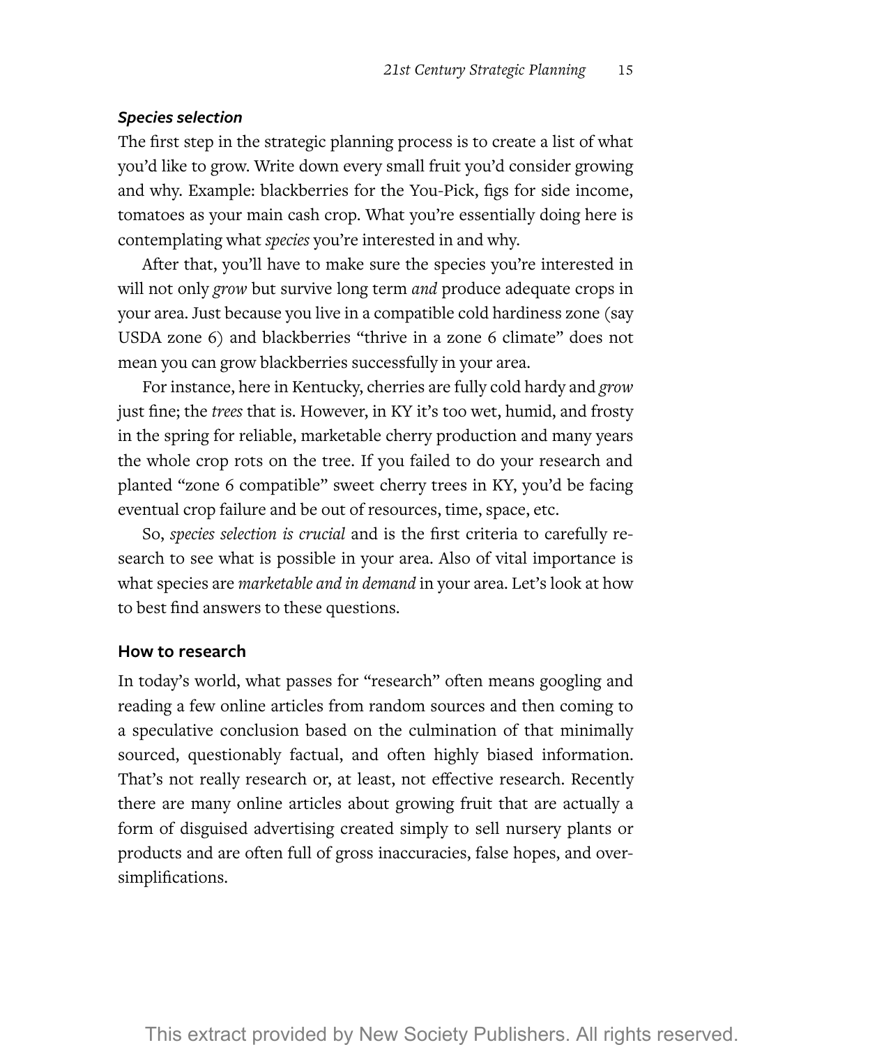### *Species selection*

The first step in the strategic planning process is to create a list of what you'd like to grow. Write down every small fruit you'd consider growing and why. Example: blackberries for the You-Pick, figs for side income, tomatoes as your main cash crop. What you're essentially doing here is contemplating what *species* you're interested in and why.

After that, you'll have to make sure the species you're interested in will not only *grow* but survive long term *and* produce adequate crops in your area. Just because you live in a compatible cold hardiness zone (say USDA zone 6) and blackberries "thrive in a zone 6 climate" does not mean you can grow blackberries successfully in your area.

For instance, here in Kentucky, cherries are fully cold hardy and *grow* just fine; the *trees* that is. However, in KY it's too wet, humid, and frosty in the spring for reliable, marketable cherry production and many years the whole crop rots on the tree. If you failed to do your research and planted "zone 6 compatible" sweet cherry trees in KY, you'd be facing eventual crop failure and be out of resources, time, space, etc.

So, *species selection is crucial* and is the first criteria to carefully research to see what is possible in your area. Also of vital importance is what species are *marketable and in demand* in your area. Let's look at how to best find answers to these questions.

### How to research

In today's world, what passes for "research" often means googling and reading a few online articles from random sources and then coming to a speculative conclusion based on the culmination of that minimally sourced, questionably factual, and often highly biased information. That's not really research or, at least, not effective research. Recently there are many online articles about growing fruit that are actually a form of disguised advertising created simply to sell nursery plants or products and are often full of gross inaccuracies, false hopes, and oversimplifications.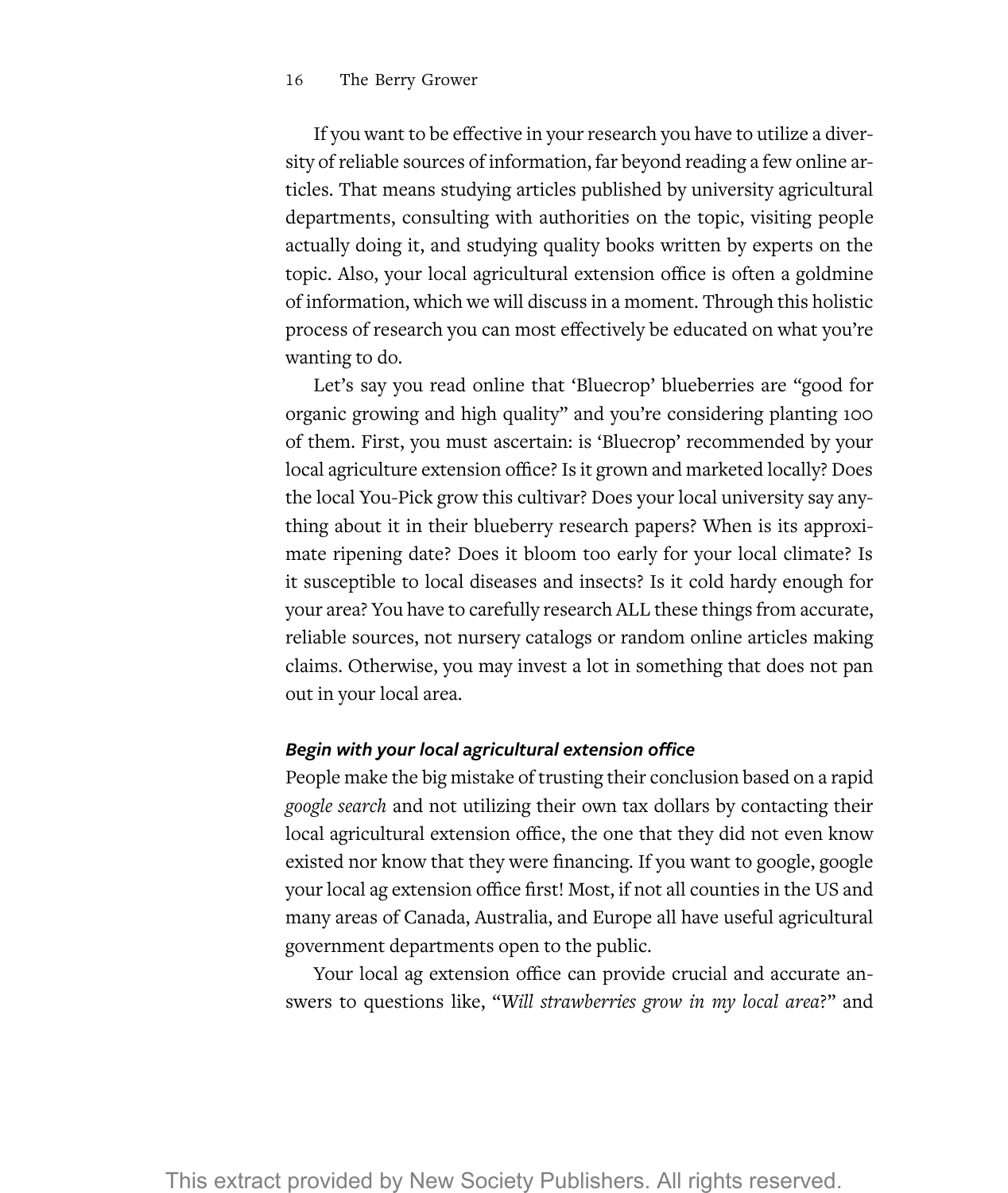If you want to be effective in your research you have to utilize a diversity of reliable sources of information, far beyond reading a few online articles. That means studying articles published by university agricultural departments, consulting with authorities on the topic, visiting people actually doing it, and studying quality books written by experts on the topic. Also, your local agricultural extension office is often a goldmine of information, which we will discuss in a moment. Through this holistic process of research you can most effectively be educated on what you're wanting to do.

Let's say you read online that 'Bluecrop' blueberries are "good for organic growing and high quality" and you're considering planting 100 of them. First, you must ascertain: is 'Bluecrop' recommended by your local agriculture extension office? Is it grown and marketed locally? Does the local You-Pick grow this cultivar? Does your local university say anything about it in their blueberry research papers? When is its approximate ripening date? Does it bloom too early for your local climate? Is it susceptible to local diseases and insects? Is it cold hardy enough for your area? You have to carefully research ALL these things from accurate, reliable sources, not nursery catalogs or random online articles making claims. Otherwise, you may invest a lot in something that does not pan out in your local area.

### *Begin with your local agricultural extension office*

People make the big mistake of trusting their conclusion based on a rapid *google search* and not utilizing their own tax dollars by contacting their local agricultural extension office, the one that they did not even know existed nor know that they were financing. If you want to google, google your local ag extension office first! Most, if not all counties in the US and many areas of Canada, Australia, and Europe all have useful agricultural government departments open to the public.

Your local ag extension office can provide crucial and accurate answers to questions like, "*Will strawberries grow in my local area*?" and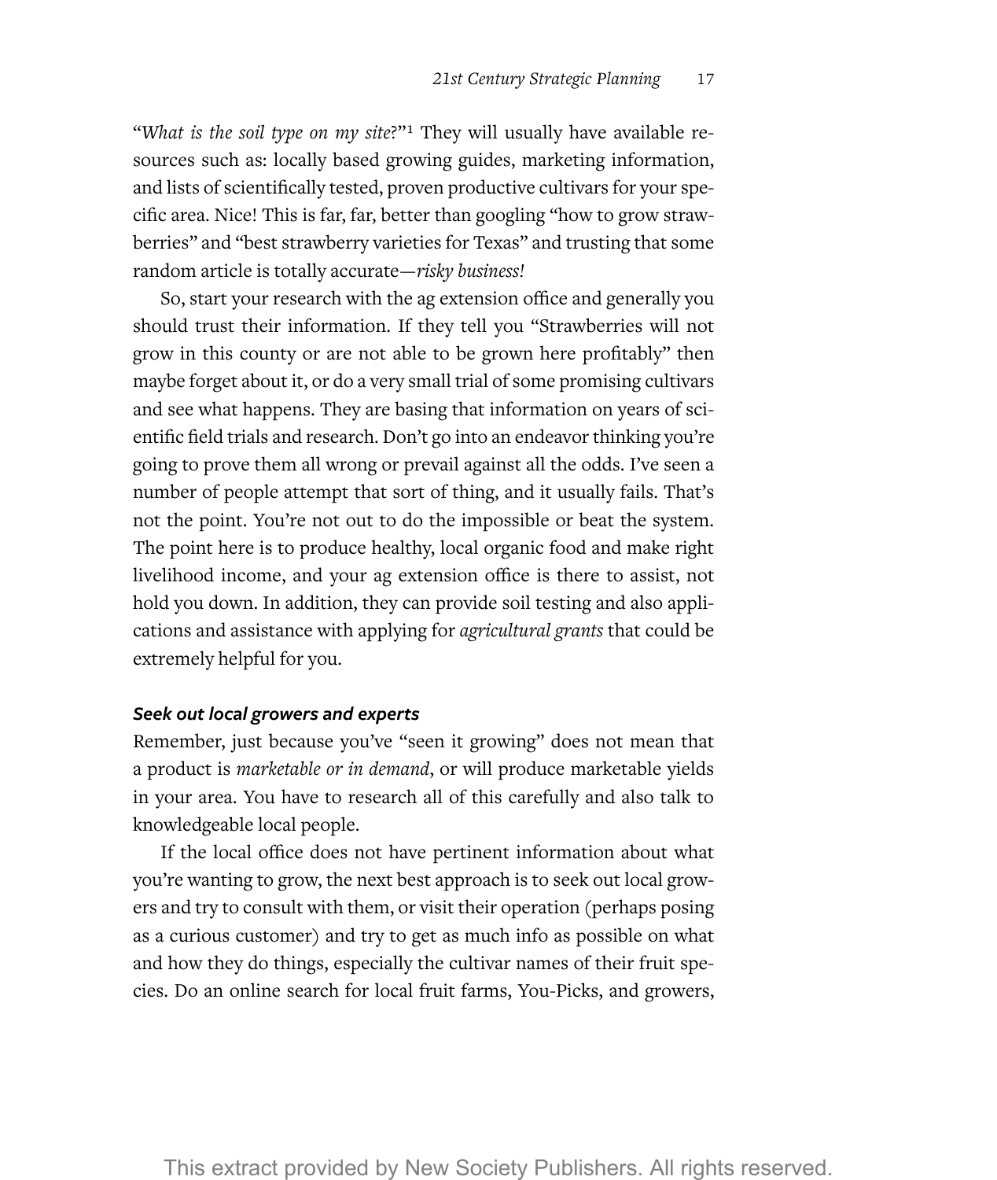"*What is the soil type on my site*?"[1] They will usually have available resources such as: locally based growing guides, marketing information, and lists of scientifically tested, proven productive cultivars for your specific area. Nice! This is far, far, better than googling "how to grow strawberries" and "best strawberry varieties for Texas" and trusting that some random article is totally accurate—*risky business!*

So, start your research with the ag extension office and generally you should trust their information. If they tell you "Strawberries will not grow in this county or are not able to be grown here profitably" then maybe forget about it, or do a very small trial of some promising cultivars and see what happens. They are basing that information on years of scientific field trials and research. Don't go into an endeavor thinking you're going to prove them all wrong or prevail against all the odds. I've seen a number of people attempt that sort of thing, and it usually fails. That's not the point. You're not out to do the impossible or beat the system. The point here is to produce healthy, local organic food and make right livelihood income, and your ag extension office is there to assist, not hold you down. In addition, they can provide soil testing and also applications and assistance with applying for *agricultural grants* that could be extremely helpful for you.

#### *Seek out local growers and experts*

Remember, just because you've "seen it growing" does not mean that a product is *marketable or in demand*, or will produce marketable yields in your area. You have to research all of this carefully and also talk to knowledgeable local people.

If the local office does not have pertinent information about what you're wanting to grow, the next best approach is to seek out local growers and try to consult with them, or visit their operation (perhaps posing as a curious customer) and try to get as much info as possible on what and how they do things, especially the cultivar names of their fruit species. Do an online search for local fruit farms, You-Picks, and growers,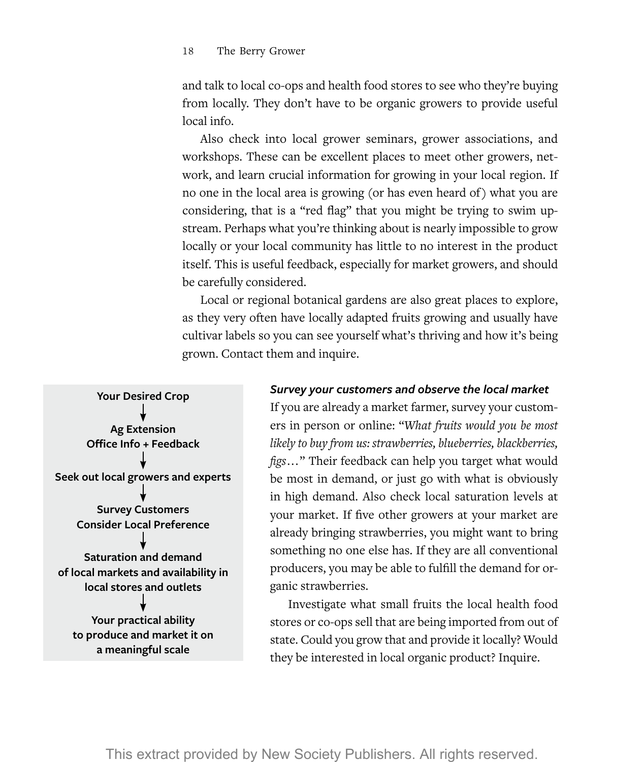and talk to local co-ops and health food stores to see who they're buying from locally. They don't have to be organic growers to provide useful local info.

Also check into local grower seminars, grower associations, and workshops. These can be excellent places to meet other growers, network, and learn crucial information for growing in your local region. If no one in the local area is growing (or has even heard of) what you are considering, that is a "red flag" that you might be trying to swim upstream. Perhaps what you're thinking about is nearly impossible to grow locally or your local community has little to no interest in the product itself. This is useful feedback, especially for market growers, and should be carefully considered.

Local or regional botanical gardens are also great places to explore, as they very often have locally adapted fruits growing and usually have cultivar labels so you can see yourself what's thriving and how it's being grown. Contact them and inquire.

**Your Desired Crop**
↓
**Ag Extension Office Info + Feedback**
↓
**Seek out local growers and experts**
↓
**Survey Customers Consider Local Preference**
↓
**Saturation and demand of local markets and availability in local stores and outlets**
↓
**Your practical ability to produce and market it on a meaningful scale**

***Survey your customers and observe the local market***

If you are already a market farmer, survey your customers in person or online: "*What fruits would you be most likely to buy from us: strawberries, blueberries, blackberries, figs*..." Their feedback can help you target what would be most in demand, or just go with what is obviously in high demand. Also check local saturation levels at your market. If five other growers at your market are already bringing strawberries, you might want to bring something no one else has. If they are all conventional producers, you may be able to fulfill the demand for organic strawberries.

Investigate what small fruits the local health food stores or co-ops sell that are being imported from out of state. Could you grow that and provide it locally? Would they be interested in local organic product? Inquire.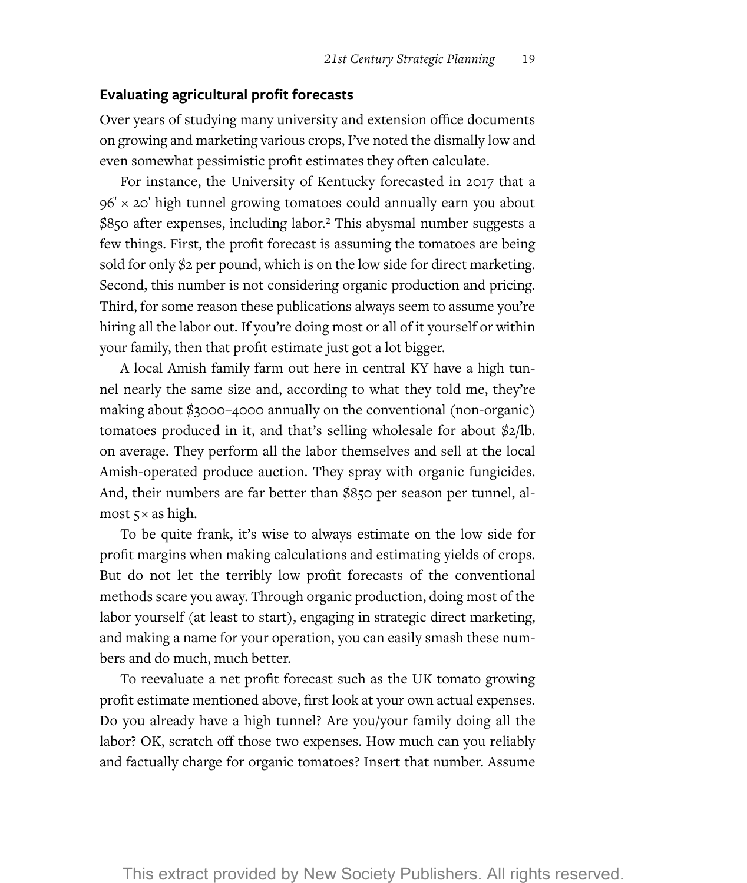## Evaluating agricultural profit forecasts

Over years of studying many university and extension office documents on growing and marketing various crops, I've noted the dismally low and even somewhat pessimistic profit estimates they often calculate.

For instance, the University of Kentucky forecasted in 2017 that a 96' × 20' high tunnel growing tomatoes could annually earn you about $850 after expenses, including labor.[2] This abysmal number suggests a few things. First, the profit forecast is assuming the tomatoes are being sold for only $2 per pound, which is on the low side for direct marketing. Second, this number is not considering organic production and pricing. Third, for some reason these publications always seem to assume you're hiring all the labor out. If you're doing most or all of it yourself or within your family, then that profit estimate just got a lot bigger.

A local Amish family farm out here in central KY have a high tunnel nearly the same size and, according to what they told me, they're making about $3000–4000 annually on the conventional (non-organic) tomatoes produced in it, and that's selling wholesale for about $2/lb. on average. They perform all the labor themselves and sell at the local Amish-operated produce auction. They spray with organic fungicides. And, their numbers are far better than $850 per season per tunnel, almost 5× as high.

To be quite frank, it's wise to always estimate on the low side for profit margins when making calculations and estimating yields of crops. But do not let the terribly low profit forecasts of the conventional methods scare you away. Through organic production, doing most of the labor yourself (at least to start), engaging in strategic direct marketing, and making a name for your operation, you can easily smash these numbers and do much, much better.

To reevaluate a net profit forecast such as the UK tomato growing profit estimate mentioned above, first look at your own actual expenses. Do you already have a high tunnel? Are you/your family doing all the labor? OK, scratch off those two expenses. How much can you reliably and factually charge for organic tomatoes? Insert that number. Assume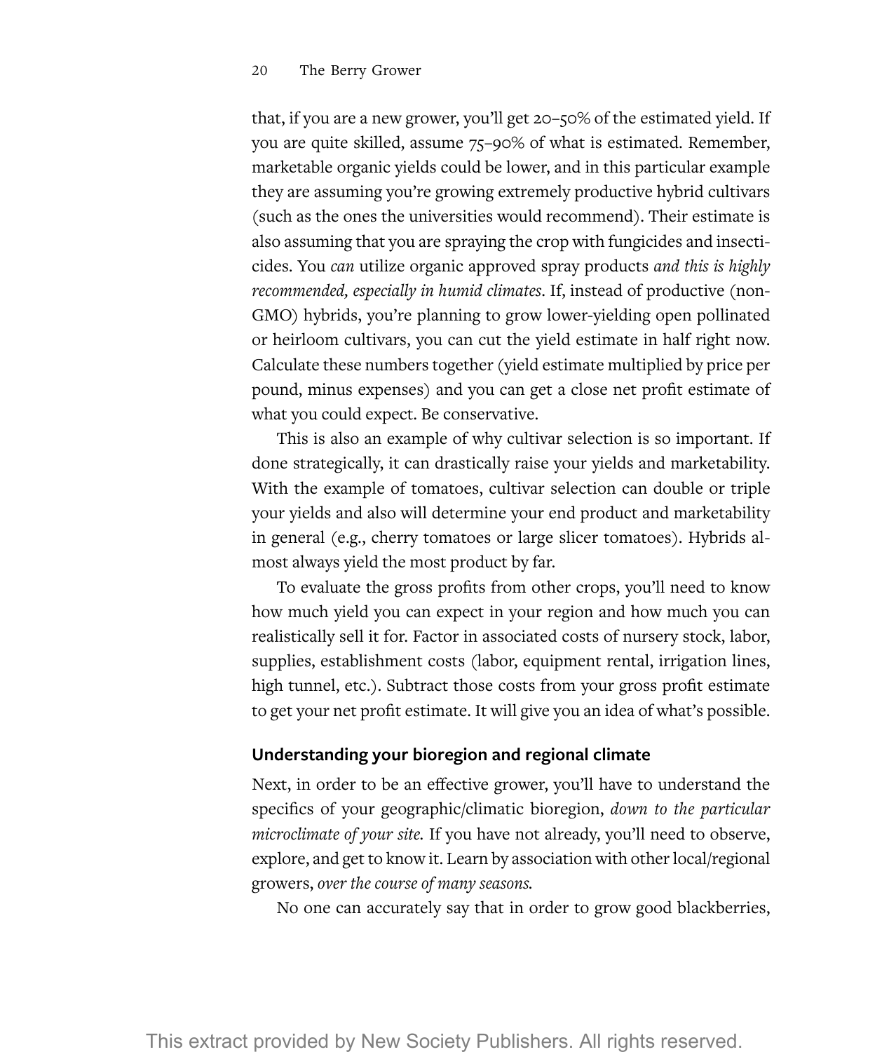that, if you are a new grower, you'll get 20–50% of the estimated yield. If you are quite skilled, assume 75–90% of what is estimated. Remember, marketable organic yields could be lower, and in this particular example they are assuming you're growing extremely productive hybrid cultivars (such as the ones the universities would recommend). Their estimate is also assuming that you are spraying the crop with fungicides and insecticides. You *can* utilize organic approved spray products *and this is highly recommended, especially in humid climates*. If, instead of productive (non-GMO) hybrids, you're planning to grow lower-yielding open pollinated or heirloom cultivars, you can cut the yield estimate in half right now. Calculate these numbers together (yield estimate multiplied by price per pound, minus expenses) and you can get a close net profit estimate of what you could expect. Be conservative.

This is also an example of why cultivar selection is so important. If done strategically, it can drastically raise your yields and marketability. With the example of tomatoes, cultivar selection can double or triple your yields and also will determine your end product and marketability in general (e.g., cherry tomatoes or large slicer tomatoes). Hybrids almost always yield the most product by far.

To evaluate the gross profits from other crops, you'll need to know how much yield you can expect in your region and how much you can realistically sell it for. Factor in associated costs of nursery stock, labor, supplies, establishment costs (labor, equipment rental, irrigation lines, high tunnel, etc.). Subtract those costs from your gross profit estimate to get your net profit estimate. It will give you an idea of what's possible.

### Understanding your bioregion and regional climate

Next, in order to be an effective grower, you'll have to understand the specifics of your geographic/climatic bioregion, *down to the particular microclimate of your site.* If you have not already, you'll need to observe, explore, and get to know it. Learn by association with other local/regional growers, *over the course of many seasons.*

No one can accurately say that in order to grow good blackberries,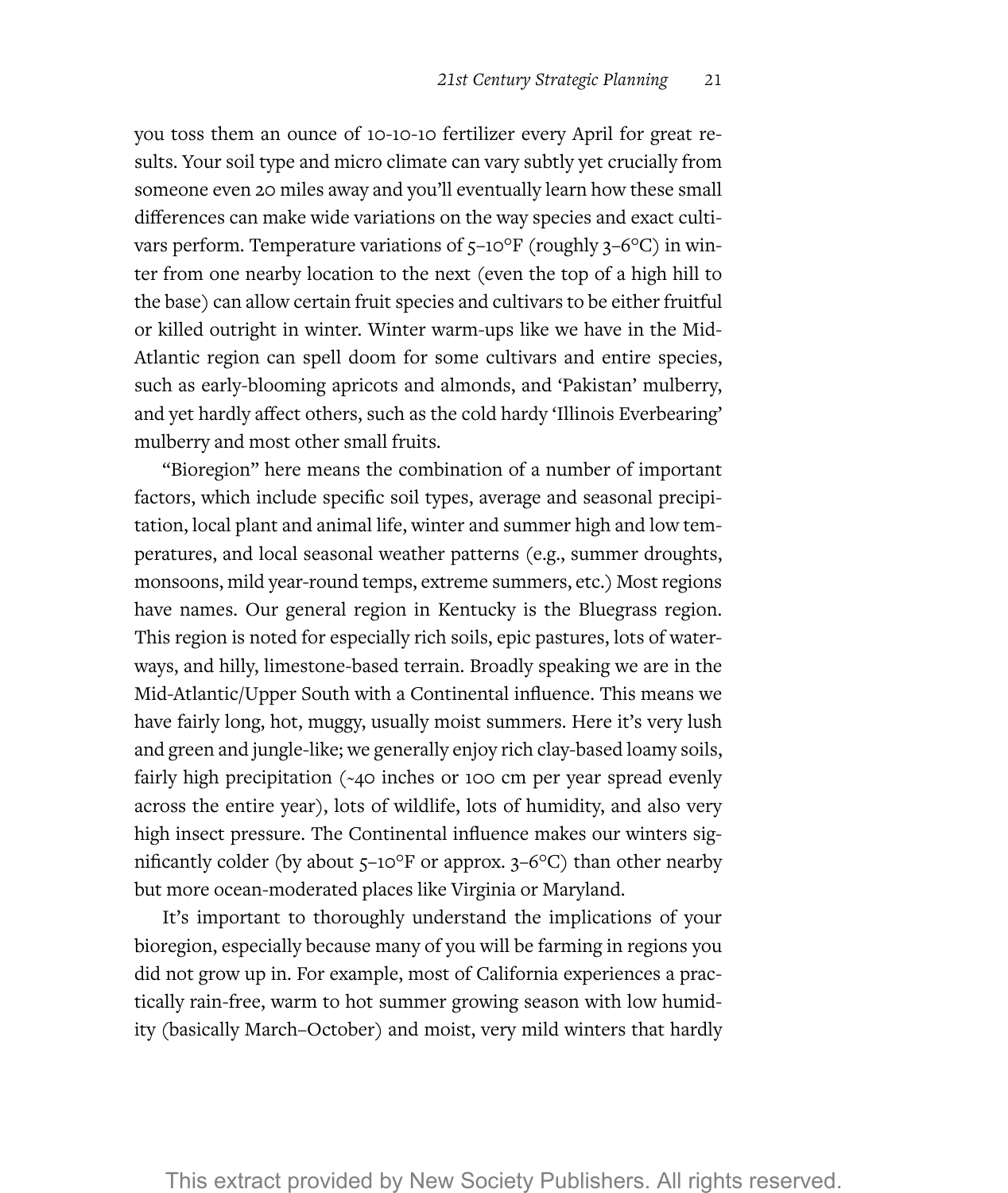you toss them an ounce of 10-10-10 fertilizer every April for great results. Your soil type and micro climate can vary subtly yet crucially from someone even 20 miles away and you'll eventually learn how these small differences can make wide variations on the way species and exact cultivars perform. Temperature variations of 5–10°F (roughly 3–6°C) in winter from one nearby location to the next (even the top of a high hill to the base) can allow certain fruit species and cultivars to be either fruitful or killed outright in winter. Winter warm-ups like we have in the Mid-Atlantic region can spell doom for some cultivars and entire species, such as early-blooming apricots and almonds, and 'Pakistan' mulberry, and yet hardly affect others, such as the cold hardy 'Illinois Everbearing' mulberry and most other small fruits.

"Bioregion" here means the combination of a number of important factors, which include specific soil types, average and seasonal precipitation, local plant and animal life, winter and summer high and low temperatures, and local seasonal weather patterns (e.g., summer droughts, monsoons, mild year-round temps, extreme summers, etc.) Most regions have names. Our general region in Kentucky is the Bluegrass region. This region is noted for especially rich soils, epic pastures, lots of waterways, and hilly, limestone-based terrain. Broadly speaking we are in the Mid-Atlantic/Upper South with a Continental influence. This means we have fairly long, hot, muggy, usually moist summers. Here it's very lush and green and jungle-like; we generally enjoy rich clay-based loamy soils, fairly high precipitation (~40 inches or 100 cm per year spread evenly across the entire year), lots of wildlife, lots of humidity, and also very high insect pressure. The Continental influence makes our winters significantly colder (by about 5–10°F or approx. 3–6°C) than other nearby but more ocean-moderated places like Virginia or Maryland.

It's important to thoroughly understand the implications of your bioregion, especially because many of you will be farming in regions you did not grow up in. For example, most of California experiences a practically rain-free, warm to hot summer growing season with low humidity (basically March–October) and moist, very mild winters that hardly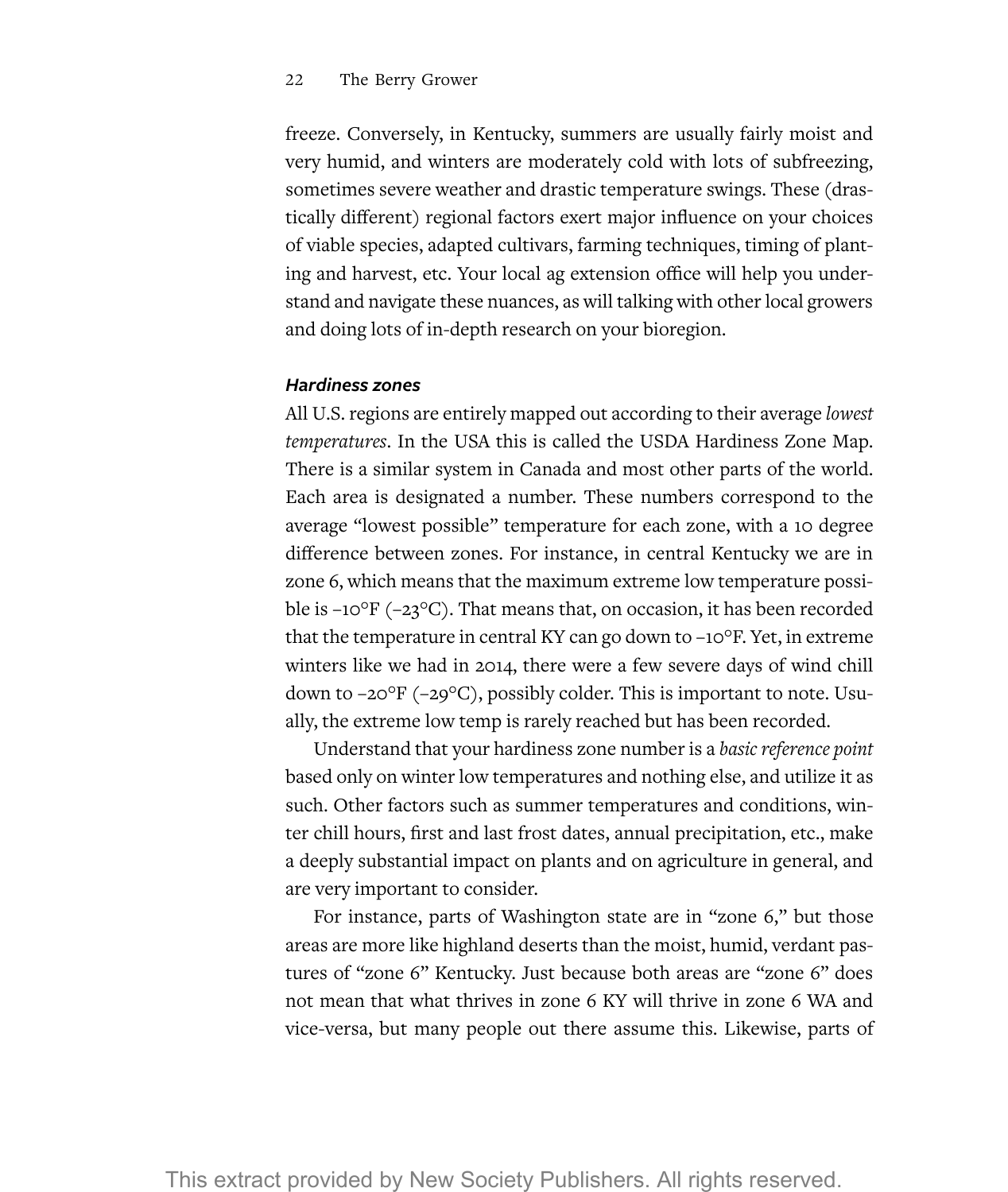freeze. Conversely, in Kentucky, summers are usually fairly moist and very humid, and winters are moderately cold with lots of subfreezing, sometimes severe weather and drastic temperature swings. These (drastically different) regional factors exert major influence on your choices of viable species, adapted cultivars, farming techniques, timing of planting and harvest, etc. Your local ag extension office will help you understand and navigate these nuances, as will talking with other local growers and doing lots of in-depth research on your bioregion.

### *Hardiness zones*

All U.S. regions are entirely mapped out according to their average *lowest temperatures*. In the USA this is called the USDA Hardiness Zone Map. There is a similar system in Canada and most other parts of the world. Each area is designated a number. These numbers correspond to the average "lowest possible" temperature for each zone, with a 10 degree difference between zones. For instance, in central Kentucky we are in zone 6, which means that the maximum extreme low temperature possible is −10°F (−23°C). That means that, on occasion, it has been recorded that the temperature in central KY can go down to −10°F. Yet, in extreme winters like we had in 2014, there were a few severe days of wind chill down to −20°F (−29°C), possibly colder. This is important to note. Usually, the extreme low temp is rarely reached but has been recorded.

Understand that your hardiness zone number is a *basic reference point* based only on winter low temperatures and nothing else, and utilize it as such. Other factors such as summer temperatures and conditions, winter chill hours, first and last frost dates, annual precipitation, etc., make a deeply substantial impact on plants and on agriculture in general, and are very important to consider.

For instance, parts of Washington state are in "zone 6," but those areas are more like highland deserts than the moist, humid, verdant pastures of "zone 6" Kentucky. Just because both areas are "zone 6" does not mean that what thrives in zone 6 KY will thrive in zone 6 WA and vice-versa, but many people out there assume this. Likewise, parts of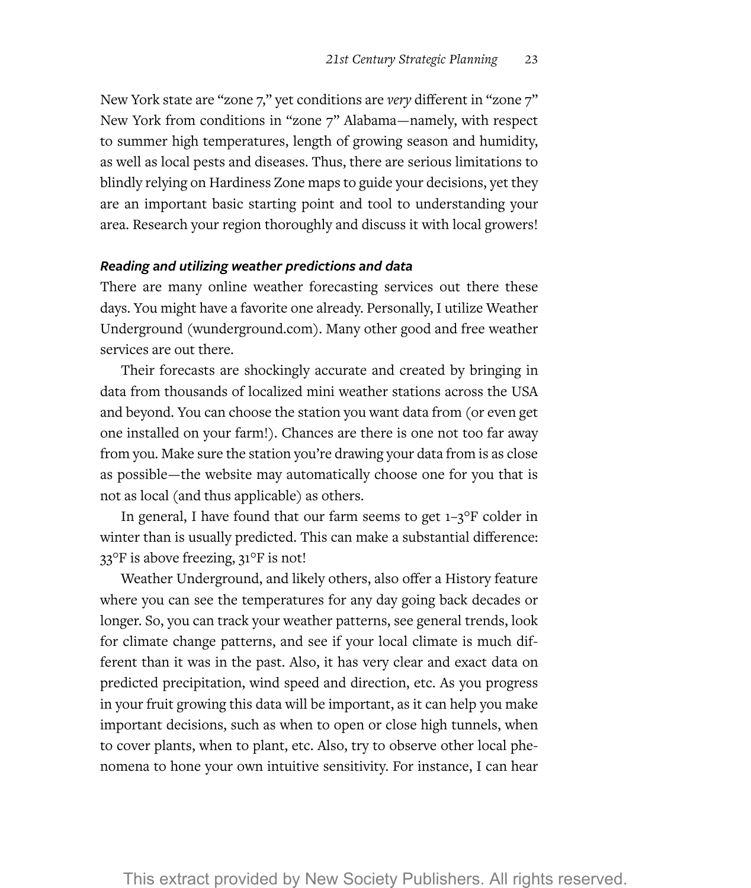New York state are "zone 7," yet conditions are *very* different in "zone 7" New York from conditions in "zone 7" Alabama—namely, with respect to summer high temperatures, length of growing season and humidity, as well as local pests and diseases. Thus, there are serious limitations to blindly relying on Hardiness Zone maps to guide your decisions, yet they are an important basic starting point and tool to understanding your area. Research your region thoroughly and discuss it with local growers!

#### *Reading and utilizing weather predictions and data*

There are many online weather forecasting services out there these days. You might have a favorite one already. Personally, I utilize Weather Underground (wunderground.com). Many other good and free weather services are out there.

Their forecasts are shockingly accurate and created by bringing in data from thousands of localized mini weather stations across the USA and beyond. You can choose the station you want data from (or even get one installed on your farm!). Chances are there is one not too far away from you. Make sure the station you're drawing your data from is as close as possible—the website may automatically choose one for you that is not as local (and thus applicable) as others.

In general, I have found that our farm seems to get 1–3°F colder in winter than is usually predicted. This can make a substantial difference: 33°F is above freezing, 31°F is not!

Weather Underground, and likely others, also offer a History feature where you can see the temperatures for any day going back decades or longer. So, you can track your weather patterns, see general trends, look for climate change patterns, and see if your local climate is much different than it was in the past. Also, it has very clear and exact data on predicted precipitation, wind speed and direction, etc. As you progress in your fruit growing this data will be important, as it can help you make important decisions, such as when to open or close high tunnels, when to cover plants, when to plant, etc. Also, try to observe other local phenomena to hone your own intuitive sensitivity. For instance, I can hear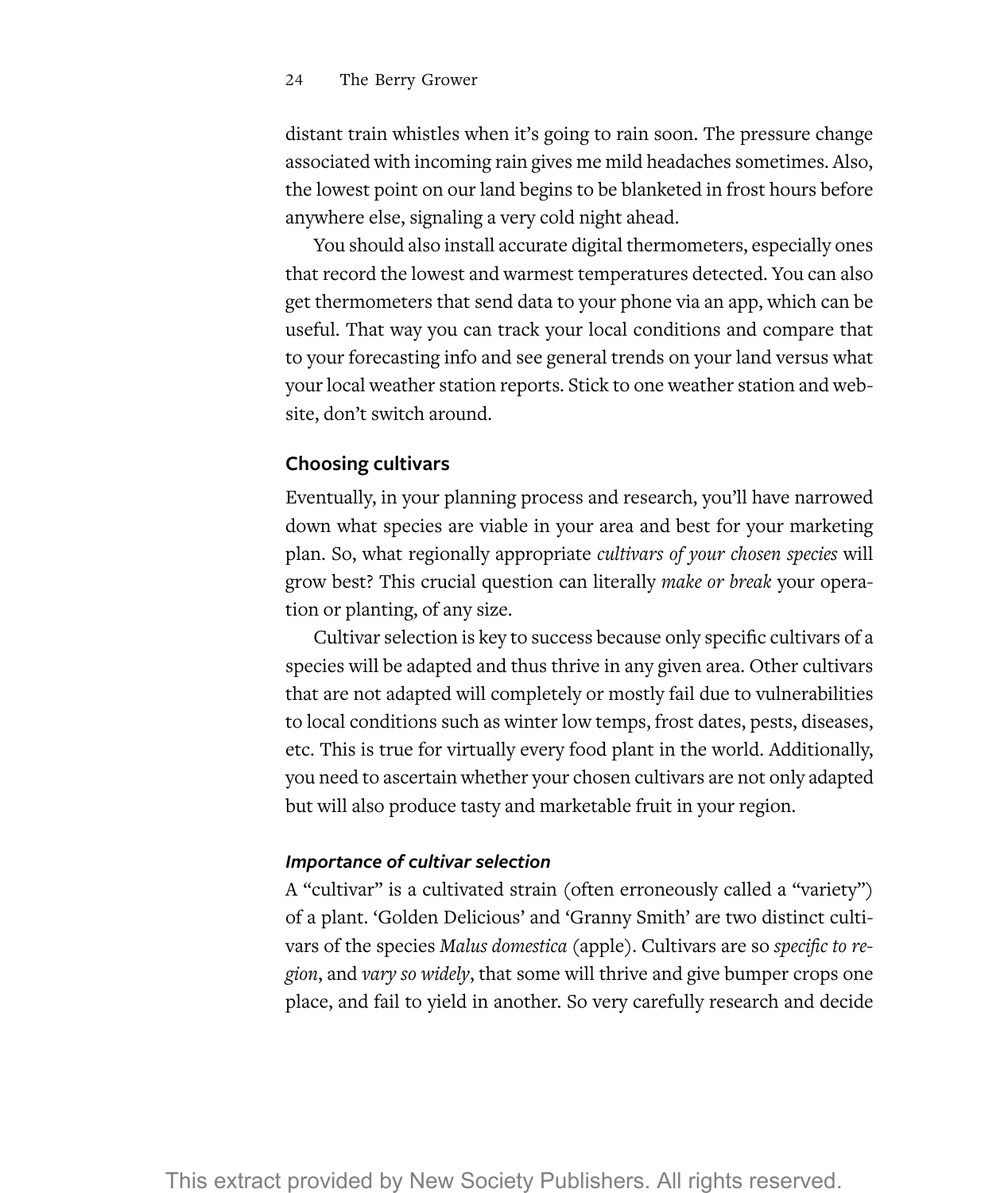distant train whistles when it's going to rain soon. The pressure change associated with incoming rain gives me mild headaches sometimes. Also, the lowest point on our land begins to be blanketed in frost hours before anywhere else, signaling a very cold night ahead.

You should also install accurate digital thermometers, especially ones that record the lowest and warmest temperatures detected. You can also get thermometers that send data to your phone via an app, which can be useful. That way you can track your local conditions and compare that to your forecasting info and see general trends on your land versus what your local weather station reports. Stick to one weather station and website, don't switch around.

## Choosing cultivars

Eventually, in your planning process and research, you'll have narrowed down what species are viable in your area and best for your marketing plan. So, what regionally appropriate *cultivars of your chosen species* will grow best? This crucial question can literally *make or break* your operation or planting, of any size.

Cultivar selection is key to success because only specific cultivars of a species will be adapted and thus thrive in any given area. Other cultivars that are not adapted will completely or mostly fail due to vulnerabilities to local conditions such as winter low temps, frost dates, pests, diseases, etc. This is true for virtually every food plant in the world. Additionally, you need to ascertain whether your chosen cultivars are not only adapted but will also produce tasty and marketable fruit in your region.

### *Importance of cultivar selection*

A "cultivar" is a cultivated strain (often erroneously called a "variety") of a plant. 'Golden Delicious' and 'Granny Smith' are two distinct cultivars of the species *Malus domestica* (apple). Cultivars are so *specific to region*, and *vary so widely*, that some will thrive and give bumper crops one place, and fail to yield in another. So very carefully research and decide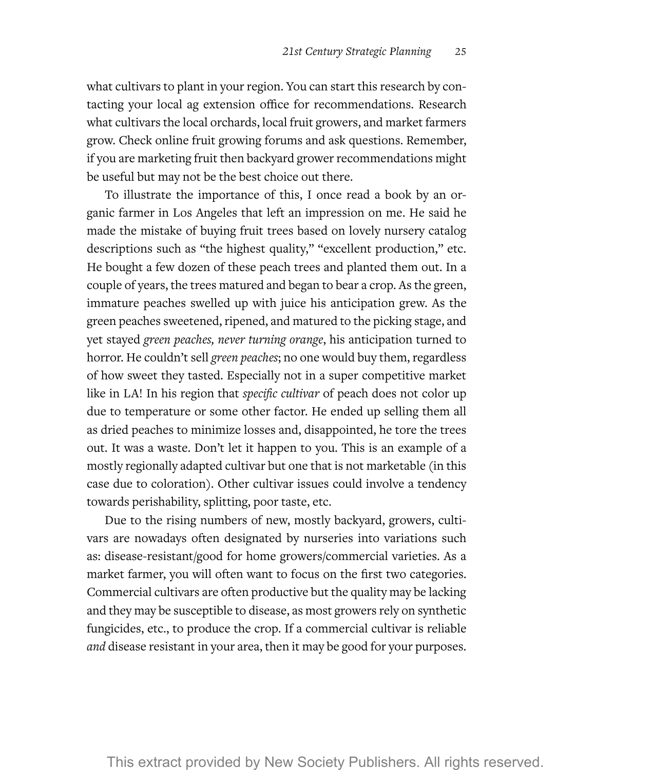what cultivars to plant in your region. You can start this research by contacting your local ag extension office for recommendations. Research what cultivars the local orchards, local fruit growers, and market farmers grow. Check online fruit growing forums and ask questions. Remember, if you are marketing fruit then backyard grower recommendations might be useful but may not be the best choice out there.

To illustrate the importance of this, I once read a book by an organic farmer in Los Angeles that left an impression on me. He said he made the mistake of buying fruit trees based on lovely nursery catalog descriptions such as "the highest quality," "excellent production," etc. He bought a few dozen of these peach trees and planted them out. In a couple of years, the trees matured and began to bear a crop. As the green, immature peaches swelled up with juice his anticipation grew. As the green peaches sweetened, ripened, and matured to the picking stage, and yet stayed *green peaches, never turning orange*, his anticipation turned to horror. He couldn't sell *green peaches*; no one would buy them, regardless of how sweet they tasted. Especially not in a super competitive market like in LA! In his region that *specific cultivar* of peach does not color up due to temperature or some other factor. He ended up selling them all as dried peaches to minimize losses and, disappointed, he tore the trees out. It was a waste. Don't let it happen to you. This is an example of a mostly regionally adapted cultivar but one that is not marketable (in this case due to coloration). Other cultivar issues could involve a tendency towards perishability, splitting, poor taste, etc.

Due to the rising numbers of new, mostly backyard, growers, cultivars are nowadays often designated by nurseries into variations such as: disease-resistant/good for home growers/commercial varieties. As a market farmer, you will often want to focus on the first two categories. Commercial cultivars are often productive but the quality may be lacking and they may be susceptible to disease, as most growers rely on synthetic fungicides, etc., to produce the crop. If a commercial cultivar is reliable *and* disease resistant in your area, then it may be good for your purposes.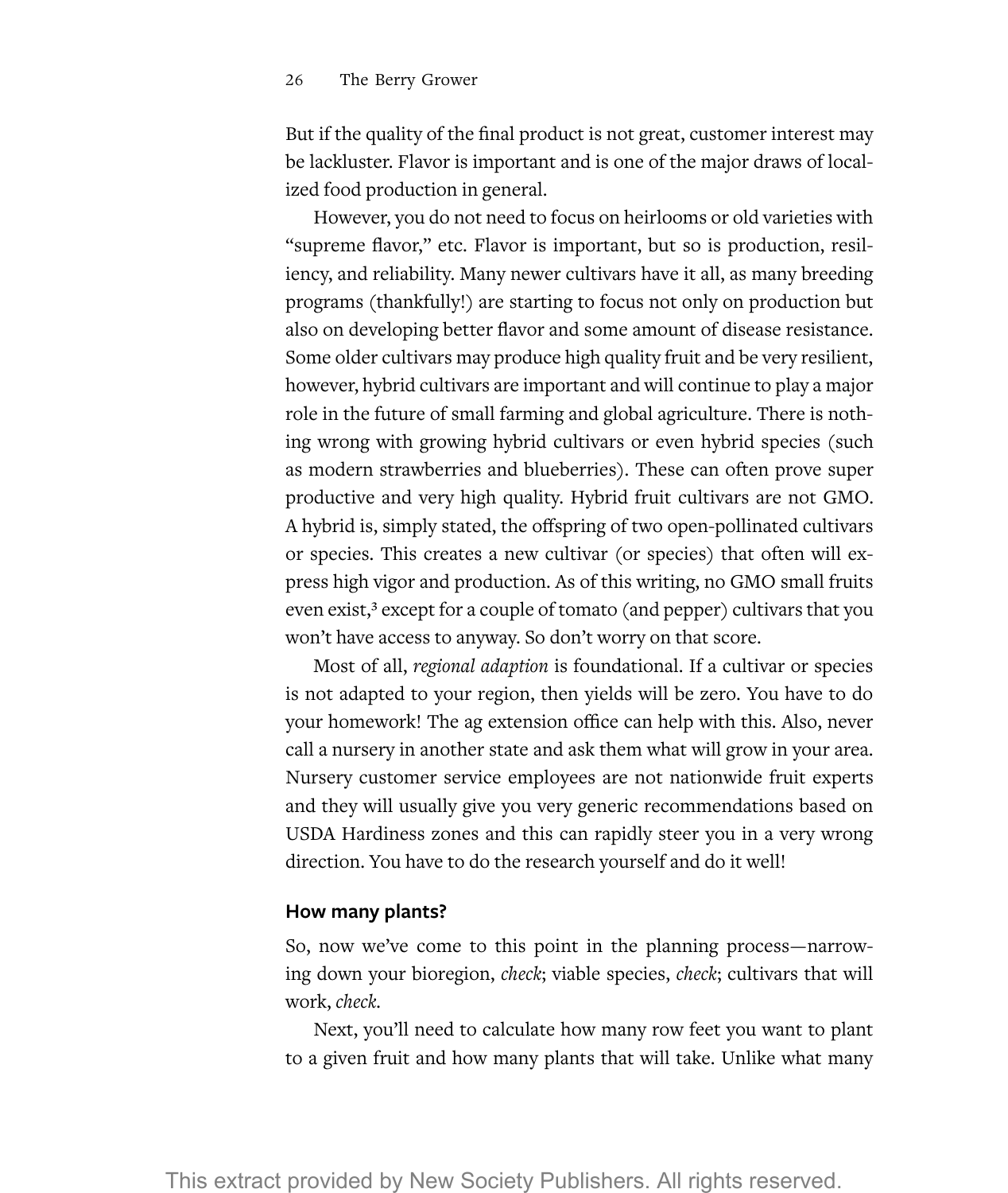But if the quality of the final product is not great, customer interest may be lackluster. Flavor is important and is one of the major draws of localized food production in general.

However, you do not need to focus on heirlooms or old varieties with "supreme flavor," etc. Flavor is important, but so is production, resiliency, and reliability. Many newer cultivars have it all, as many breeding programs (thankfully!) are starting to focus not only on production but also on developing better flavor and some amount of disease resistance. Some older cultivars may produce high quality fruit and be very resilient, however, hybrid cultivars are important and will continue to play a major role in the future of small farming and global agriculture. There is nothing wrong with growing hybrid cultivars or even hybrid species (such as modern strawberries and blueberries). These can often prove super productive and very high quality. Hybrid fruit cultivars are not GMO. A hybrid is, simply stated, the offspring of two open-pollinated cultivars or species. This creates a new cultivar (or species) that often will express high vigor and production. As of this writing, no GMO small fruits even exist,[3] except for a couple of tomato (and pepper) cultivars that you won't have access to anyway. So don't worry on that score.

Most of all, *regional adaption* is foundational. If a cultivar or species is not adapted to your region, then yields will be zero. You have to do your homework! The ag extension office can help with this. Also, never call a nursery in another state and ask them what will grow in your area. Nursery customer service employees are not nationwide fruit experts and they will usually give you very generic recommendations based on USDA Hardiness zones and this can rapidly steer you in a very wrong direction. You have to do the research yourself and do it well!

### How many plants?

So, now we've come to this point in the planning process—narrowing down your bioregion, *check*; viable species, *check*; cultivars that will work, *check*.

Next, you'll need to calculate how many row feet you want to plant to a given fruit and how many plants that will take. Unlike what many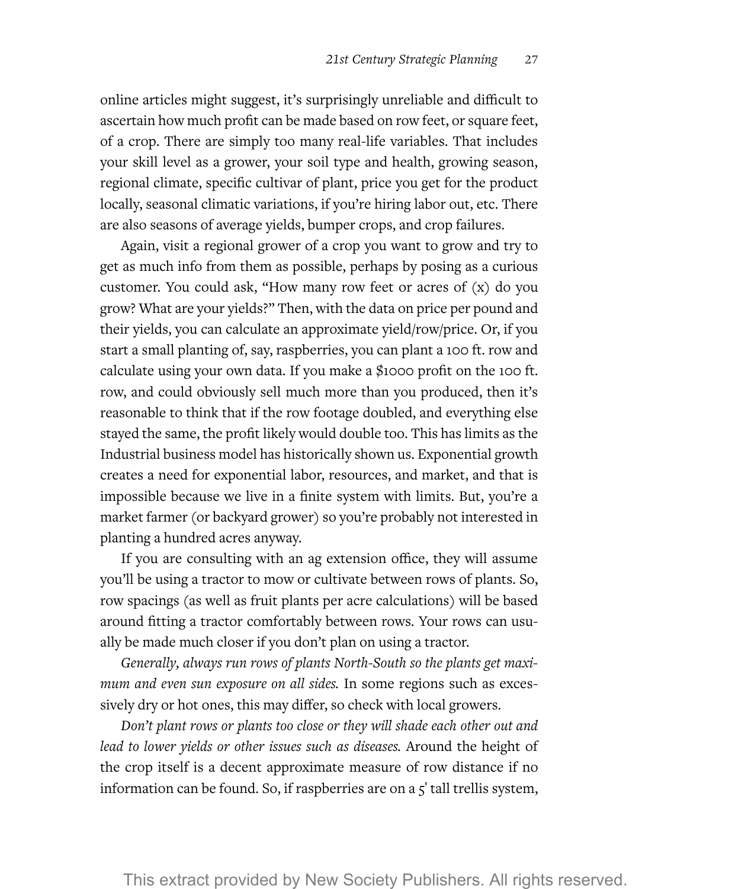online articles might suggest, it's surprisingly unreliable and difficult to ascertain how much profit can be made based on row feet, or square feet, of a crop. There are simply too many real-life variables. That includes your skill level as a grower, your soil type and health, growing season, regional climate, specific cultivar of plant, price you get for the product locally, seasonal climatic variations, if you're hiring labor out, etc. There are also seasons of average yields, bumper crops, and crop failures.

Again, visit a regional grower of a crop you want to grow and try to get as much info from them as possible, perhaps by posing as a curious customer. You could ask, "How many row feet or acres of (x) do you grow? What are your yields?" Then, with the data on price per pound and their yields, you can calculate an approximate yield/row/price. Or, if you start a small planting of, say, raspberries, you can plant a 100 ft. row and calculate using your own data. If you make a $1000 profit on the 100 ft. row, and could obviously sell much more than you produced, then it's reasonable to think that if the row footage doubled, and everything else stayed the same, the profit likely would double too. This has limits as the Industrial business model has historically shown us. Exponential growth creates a need for exponential labor, resources, and market, and that is impossible because we live in a finite system with limits. But, you're a market farmer (or backyard grower) so you're probably not interested in planting a hundred acres anyway.

If you are consulting with an ag extension office, they will assume you'll be using a tractor to mow or cultivate between rows of plants. So, row spacings (as well as fruit plants per acre calculations) will be based around fitting a tractor comfortably between rows. Your rows can usually be made much closer if you don't plan on using a tractor.

*Generally, always run rows of plants North-South so the plants get maximum and even sun exposure on all sides.* In some regions such as excessively dry or hot ones, this may differ, so check with local growers.

*Don't plant rows or plants too close or they will shade each other out and lead to lower yields or other issues such as diseases.* Around the height of the crop itself is a decent approximate measure of row distance if no information can be found. So, if raspberries are on a 5' tall trellis system,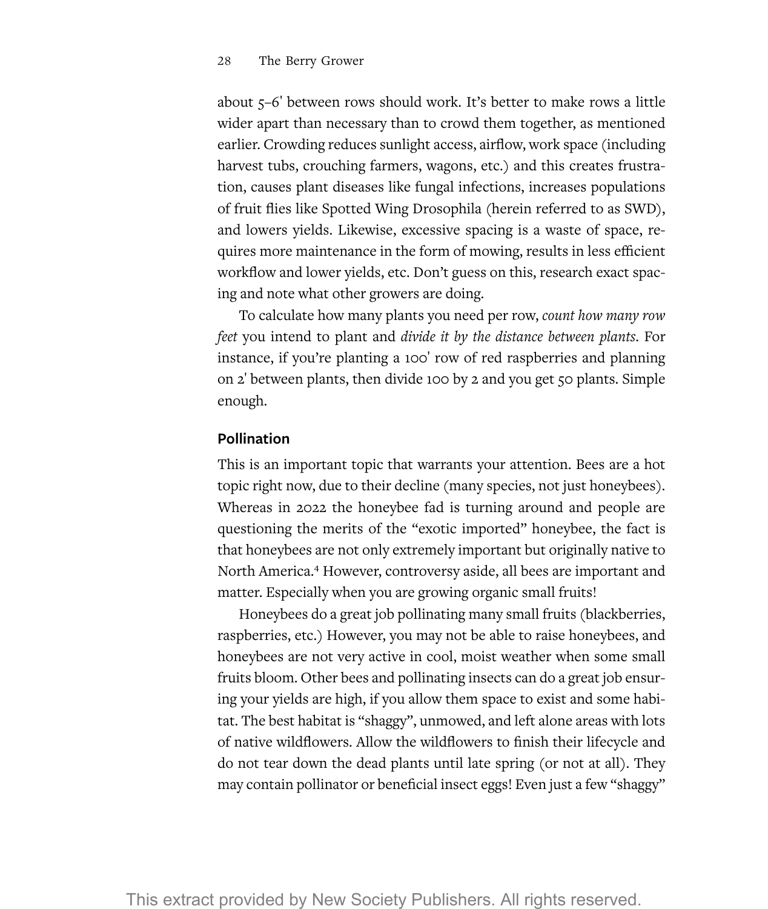about 5–6' between rows should work. It's better to make rows a little wider apart than necessary than to crowd them together, as mentioned earlier. Crowding reduces sunlight access, airflow, work space (including harvest tubs, crouching farmers, wagons, etc.) and this creates frustration, causes plant diseases like fungal infections, increases populations of fruit flies like Spotted Wing Drosophila (herein referred to as SWD), and lowers yields. Likewise, excessive spacing is a waste of space, requires more maintenance in the form of mowing, results in less efficient workflow and lower yields, etc. Don't guess on this, research exact spacing and note what other growers are doing.

To calculate how many plants you need per row, *count how many row feet* you intend to plant and *divide it by the distance between plants*. For instance, if you're planting a 100' row of red raspberries and planning on 2' between plants, then divide 100 by 2 and you get 50 plants. Simple enough.

### Pollination

This is an important topic that warrants your attention. Bees are a hot topic right now, due to their decline (many species, not just honeybees). Whereas in 2022 the honeybee fad is turning around and people are questioning the merits of the "exotic imported" honeybee, the fact is that honeybees are not only extremely important but originally native to North America.[4] However, controversy aside, all bees are important and matter. Especially when you are growing organic small fruits!

Honeybees do a great job pollinating many small fruits (blackberries, raspberries, etc.) However, you may not be able to raise honeybees, and honeybees are not very active in cool, moist weather when some small fruits bloom. Other bees and pollinating insects can do a great job ensuring your yields are high, if you allow them space to exist and some habitat. The best habitat is "shaggy", unmowed, and left alone areas with lots of native wildflowers. Allow the wildflowers to finish their lifecycle and do not tear down the dead plants until late spring (or not at all). They may contain pollinator or beneficial insect eggs! Even just a few "shaggy"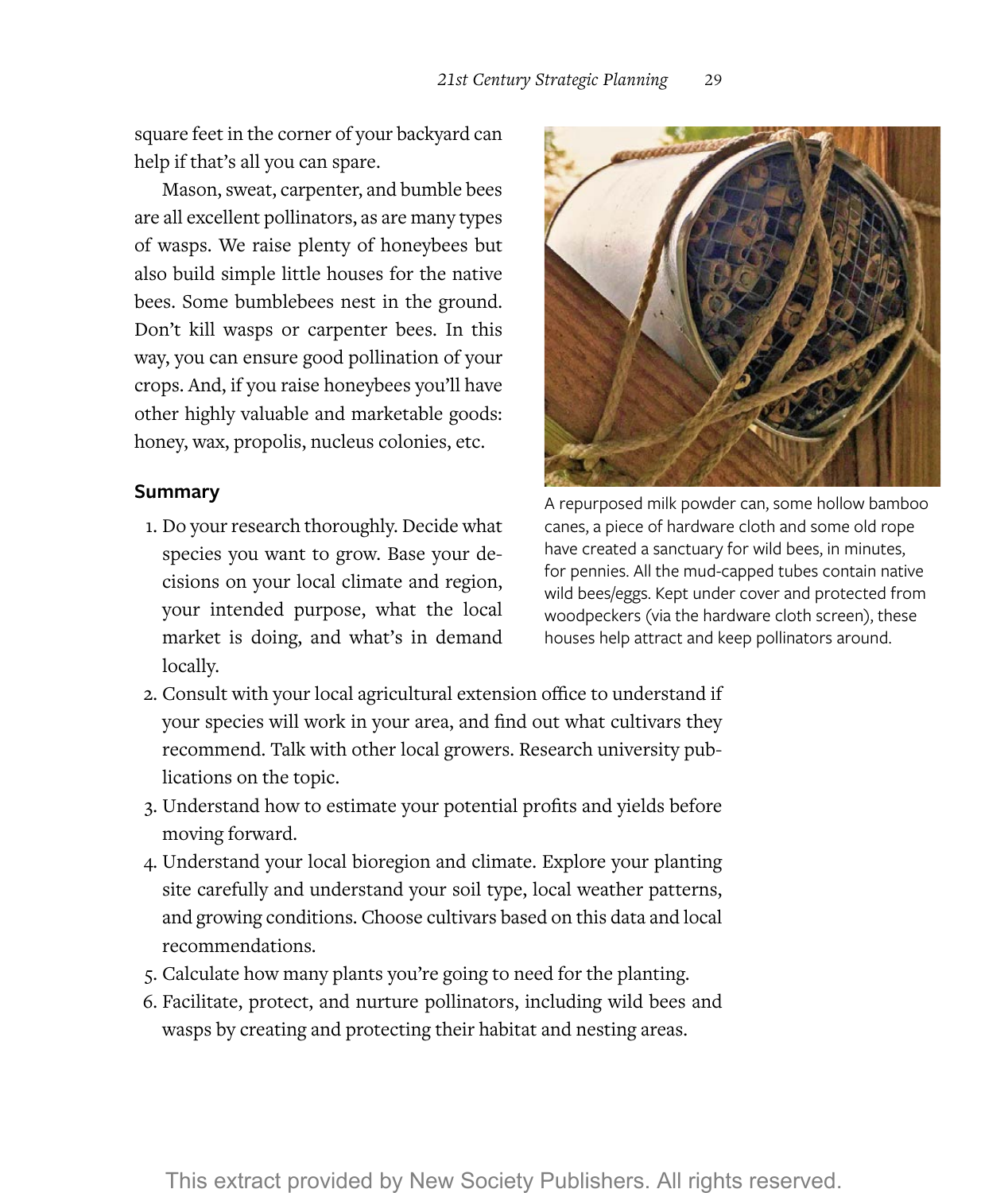square feet in the corner of your backyard can help if that's all you can spare.

Mason, sweat, carpenter, and bumble bees are all excellent pollinators, as are many types of wasps. We raise plenty of honeybees but also build simple little houses for the native bees. Some bumblebees nest in the ground. Don't kill wasps or carpenter bees. In this way, you can ensure good pollination of your crops. And, if you raise honeybees you'll have other highly valuable and marketable goods: honey, wax, propolis, nucleus colonies, etc.

A repurposed milk powder can, some hollow bamboo canes, a piece of hardware cloth and some old rope have created a sanctuary for wild bees, in minutes, for pennies. All the mud-capped tubes contain native wild bees/eggs. Kept under cover and protected from woodpeckers (via the hardware cloth screen), these houses help attract and keep pollinators around.

**Summary**

1. Do your research thoroughly. Decide what species you want to grow. Base your decisions on your local climate and region, your intended purpose, what the local market is doing, and what's in demand locally.
2. Consult with your local agricultural extension office to understand if your species will work in your area, and find out what cultivars they recommend. Talk with other local growers. Research university publications on the topic.
3. Understand how to estimate your potential profits and yields before moving forward.
4. Understand your local bioregion and climate. Explore your planting site carefully and understand your soil type, local weather patterns, and growing conditions. Choose cultivars based on this data and local recommendations.
5. Calculate how many plants you're going to need for the planting.
6. Facilitate, protect, and nurture pollinators, including wild bees and wasps by creating and protecting their habitat and nesting areas.